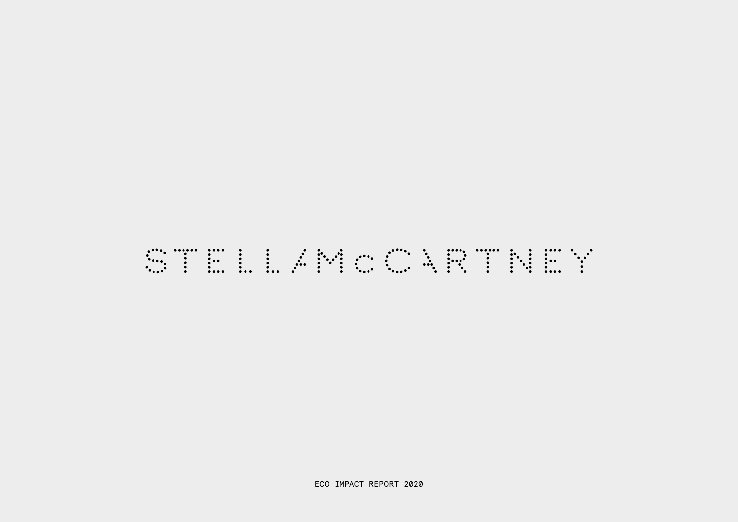# STELLA McCARTNEY

ECO IMPACT REPORT 2020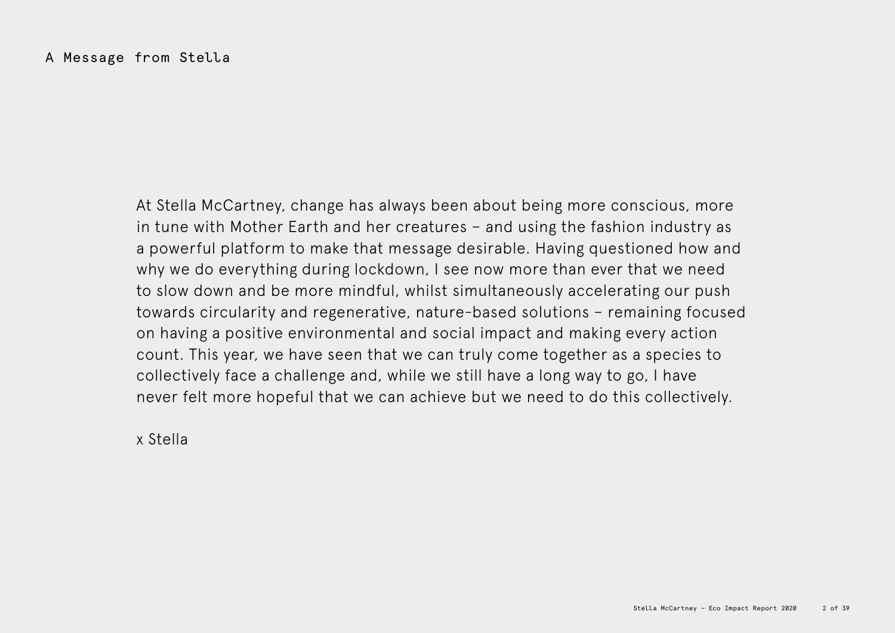# A Message from Stella

At Stella McCartney, change has always been about being more conscious, more in tune with Mother Earth and her creatures – and using the fashion industry as a powerful platform to make that message desirable. Having questioned how and why we do everything during lockdown, I see now more than ever that we need to slow down and be more mindful, whilst simultaneously accelerating our push towards circularity and regenerative, nature-based solutions – remaining focused on having a positive environmental and social impact and making every action count. This year, we have seen that we can truly come together as a species to collectively face a challenge and, while we still have a long way to go, I have never felt more hopeful that we can achieve but we need to do this collectively.

x Stella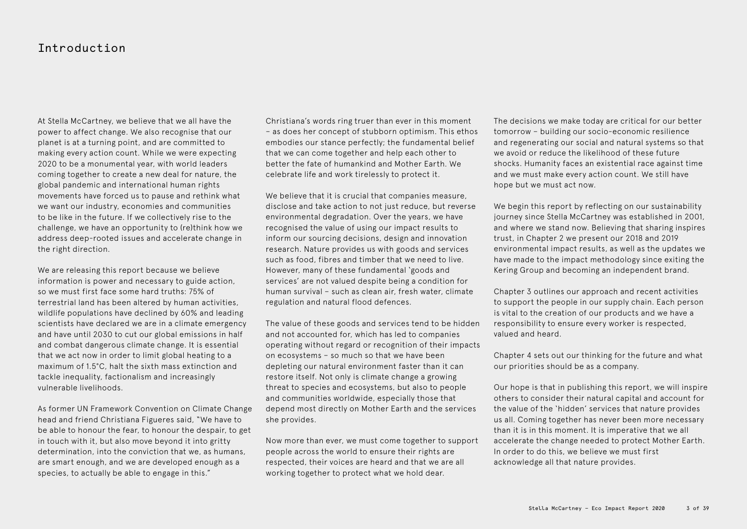# Introduction

At Stella McCartney, we believe that we all have the power to affect change. We also recognise that our planet is at a turning point, and are committed to making every action count. While we were expecting 2020 to be a monumental year, with world leaders coming together to create a new deal for nature, the global pandemic and international human rights movements have forced us to pause and rethink what we want our industry, economies and communities to be like in the future. If we collectively rise to the challenge, we have an opportunity to (re)think how we address deep-rooted issues and accelerate change in the right direction.

We are releasing this report because we believe information is power and necessary to guide action, so we must first face some hard truths: 75% of terrestrial land has been altered by human activities, wildlife populations have declined by 60% and leading scientists have declared we are in a climate emergency and have until 2030 to cut our global emissions in half and combat dangerous climate change. It is essential that we act now in order to limit global heating to a maximum of 1.5°C, halt the sixth mass extinction and tackle inequality, factionalism and increasingly vulnerable livelihoods.

As former UN Framework Convention on Climate Change head and friend Christiana Figueres said, "We have to be able to honour the fear, to honour the despair, to get in touch with it, but also move beyond it into gritty determination, into the conviction that we, as humans, are smart enough, and we are developed enough as a species, to actually be able to engage in this."

Christiana's words ring truer than ever in this moment – as does her concept of stubborn optimism. This ethos embodies our stance perfectly; the fundamental belief that we can come together and help each other to better the fate of humankind and Mother Earth. We celebrate life and work tirelessly to protect it.

We believe that it is crucial that companies measure, disclose and take action to not just reduce, but reverse environmental degradation. Over the years, we have recognised the value of using our impact results to inform our sourcing decisions, design and innovation research. Nature provides us with goods and services such as food, fibres and timber that we need to live. However, many of these fundamental 'goods and services' are not valued despite being a condition for human survival – such as clean air, fresh water, climate regulation and natural flood defences.

The value of these goods and services tend to be hidden and not accounted for, which has led to companies operating without regard or recognition of their impacts on ecosystems – so much so that we have been depleting our natural environment faster than it can restore itself. Not only is climate change a growing threat to species and ecosystems, but also to people and communities worldwide, especially those that depend most directly on Mother Earth and the services she provides.

Now more than ever, we must come together to support people across the world to ensure their rights are respected, their voices are heard and that we are all working together to protect what we hold dear.

The decisions we make today are critical for our better tomorrow – building our socio-economic resilience and regenerating our social and natural systems so that we avoid or reduce the likelihood of these future shocks. Humanity faces an existential race against time and we must make every action count. We still have hope but we must act now.

We begin this report by reflecting on our sustainability journey since Stella McCartney was established in 2001, and where we stand now. Believing that sharing inspires trust, in Chapter 2 we present our 2018 and 2019 environmental impact results, as well as the updates we have made to the impact methodology since exiting the Kering Group and becoming an independent brand.

Chapter 3 outlines our approach and recent activities to support the people in our supply chain. Each person is vital to the creation of our products and we have a responsibility to ensure every worker is respected, valued and heard.

Chapter 4 sets out our thinking for the future and what our priorities should be as a company.

Our hope is that in publishing this report, we will inspire others to consider their natural capital and account for the value of the 'hidden' services that nature provides us all. Coming together has never been more necessary than it is in this moment. It is imperative that we all accelerate the change needed to protect Mother Earth. In order to do this, we believe we must first acknowledge all that nature provides.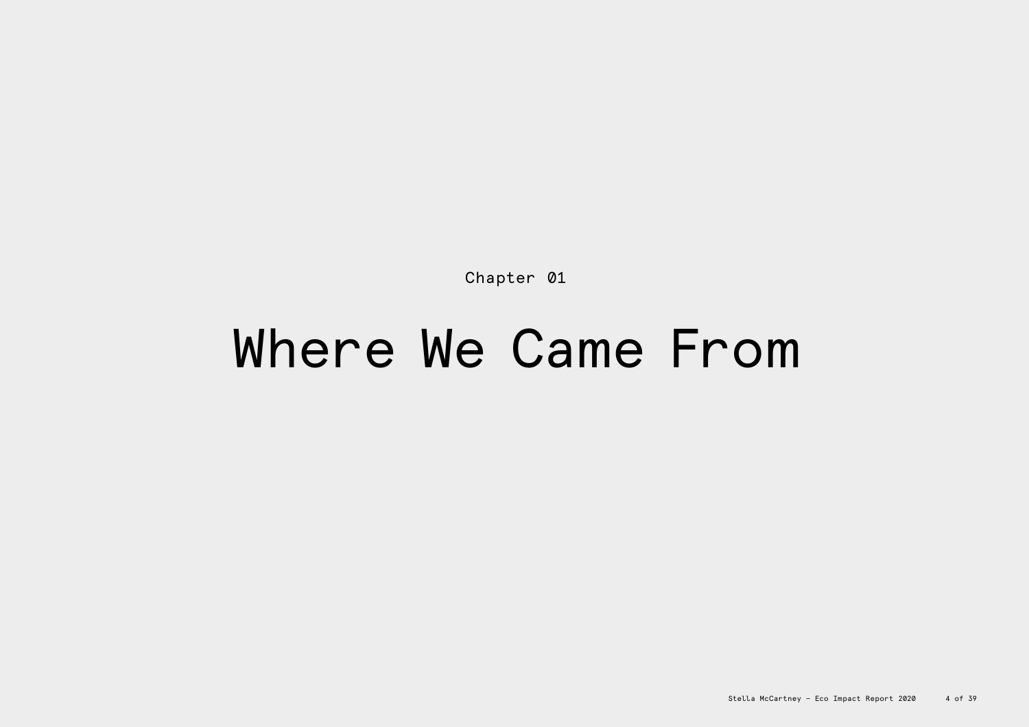Chapter 01

# Where We Came From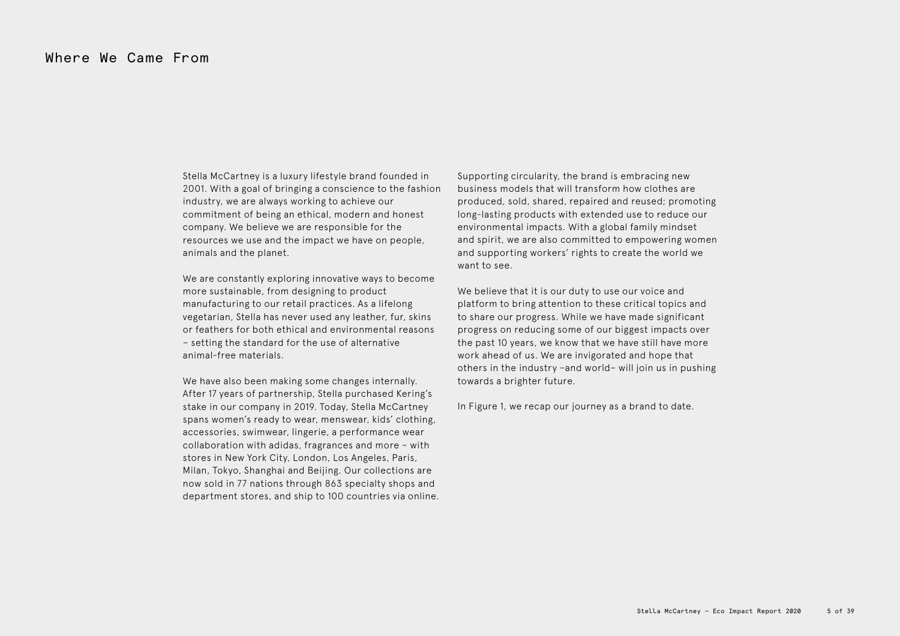# Where We Came From

Stella McCartney is a luxury lifestyle brand founded in 2001. With a goal of bringing a conscience to the fashion industry, we are always working to achieve our commitment of being an ethical, modern and honest company. We believe we are responsible for the resources we use and the impact we have on people, animals and the planet.

We are constantly exploring innovative ways to become more sustainable, from designing to product manufacturing to our retail practices. As a lifelong vegetarian, Stella has never used any leather, fur, skins or feathers for both ethical and environmental reasons – setting the standard for the use of alternative animal-free materials.

We have also been making some changes internally. After 17 years of partnership, Stella purchased Kering's stake in our company in 2019. Today, Stella McCartney spans women's ready to wear, menswear, kids' clothing, accessories, swimwear, lingerie, a performance wear collaboration with adidas, fragrances and more – with stores in New York City, London, Los Angeles, Paris, Milan, Tokyo, Shanghai and Beijing. Our collections are now sold in 77 nations through 863 specialty shops and department stores, and ship to 100 countries via online.

Supporting circularity, the brand is embracing new business models that will transform how clothes are produced, sold, shared, repaired and reused; promoting long-lasting products with extended use to reduce our environmental impacts. With a global family mindset and spirit, we are also committed to empowering women and supporting workers' rights to create the world we want to see.

We believe that it is our duty to use our voice and platform to bring attention to these critical topics and to share our progress. While we have made significant progress on reducing some of our biggest impacts over the past 10 years, we know that we have still have more work ahead of us. We are invigorated and hope that others in the industry –and world– will join us in pushing towards a brighter future.

In Figure 1, we recap our journey as a brand to date.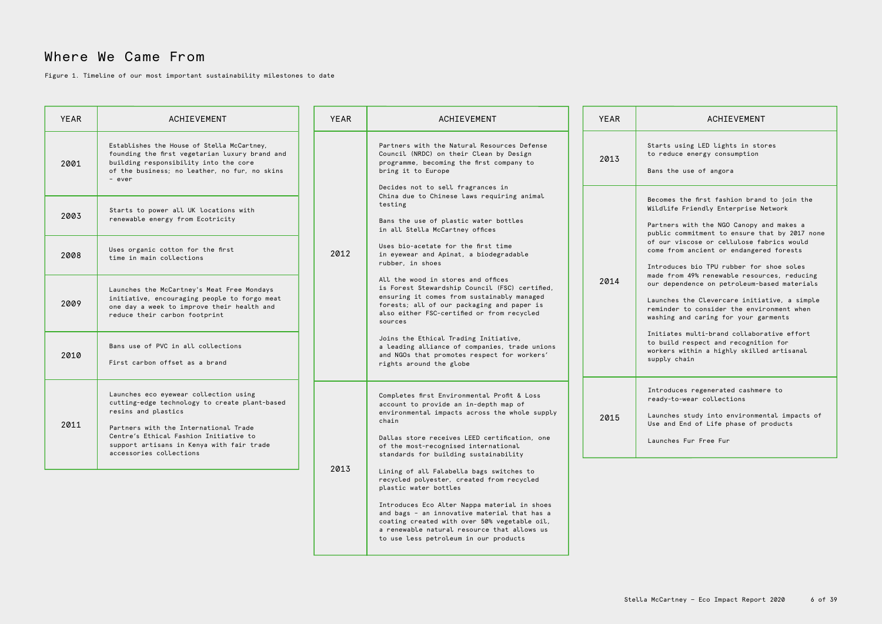# Where We Came From

Figure 1. Timeline of our most important sustainability milestones to date

| YEAR | ACHIEVEMENT |
| --- | --- |
| 2001 | Establishes the House of Stella McCartney, founding the first vegetarian luxury brand and building responsibility into the core of the business; no leather, no fur, no skins – ever |
| 2003 | Starts to power all UK locations with renewable energy from Ecotricity |
| 2008 | Uses organic cotton for the first time in main collections |
| 2009 | Launches the McCartney's Meat Free Mondays initiative, encouraging people to forgo meat one day a week to improve their health and reduce their carbon footprint |
| 2010 | Bans use of PVC in all collections<br><br>First carbon offset as a brand |
| 2011 | Launches eco eyewear collection using cutting-edge technology to create plant-based resins and plastics<br><br>Partners with the International Trade Centre's Ethical Fashion Initiative to support artisans in Kenya with fair trade accessories collections |
| 2012 | Partners with the Natural Resources Defense Council (NRDC) on their Clean by Design programme, becoming the first company to bring it to Europe<br><br>Decides not to sell fragrances in China due to Chinese laws requiring animal testing<br><br>Bans the use of plastic water bottles in all Stella McCartney offices<br><br>Uses bio-acetate for the first time in eyewear and Apinat, a biodegradable rubber, in shoes<br><br>All the wood in stores and offices is Forest Stewardship Council (FSC) certified, ensuring it comes from sustainably managed forests; all of our packaging and paper is also either FSC-certified or from recycled sources<br><br>Joins the Ethical Trading Initiative, a leading alliance of companies, trade unions and NGOs that promotes respect for workers' rights around the globe |
| 2013 | Completes first Environmental Profit & Loss account to provide an in-depth map of environmental impacts across the whole supply chain<br><br>Dallas store receives LEED certification, one of the most-recognised international standards for building sustainability<br><br>Lining of all Falabella bags switches to recycled polyester, created from recycled plastic water bottles<br><br>Introduces Eco Alter Nappa material in shoes and bags – an innovative material that has a coating created with over 50% vegetable oil, a renewable natural resource that allows us to use less petroleum in our products |
| 2013 | Starts using LED lights in stores to reduce energy consumption<br><br>Bans the use of angora |
| 2014 | Becomes the first fashion brand to join the Wildlife Friendly Enterprise Network<br><br>Partners with the NGO Canopy and makes a public commitment to ensure that by 2017 none of our viscose or cellulose fabrics would come from ancient or endangered forests<br><br>Introduces bio TPU rubber for shoe soles made from 49% renewable resources, reducing our dependence on petroleum-based materials<br><br>Launches the Clevercare initiative, a simple reminder to consider the environment when washing and caring for your garments<br><br>Initiates multi-brand collaborative effort to build respect and recognition for workers within a highly skilled artisanal supply chain |
| 2015 | Introduces regenerated cashmere to ready-to-wear collections<br><br>Launches study into environmental impacts of Use and End of Life phase of products<br><br>Launches Fur Free Fur |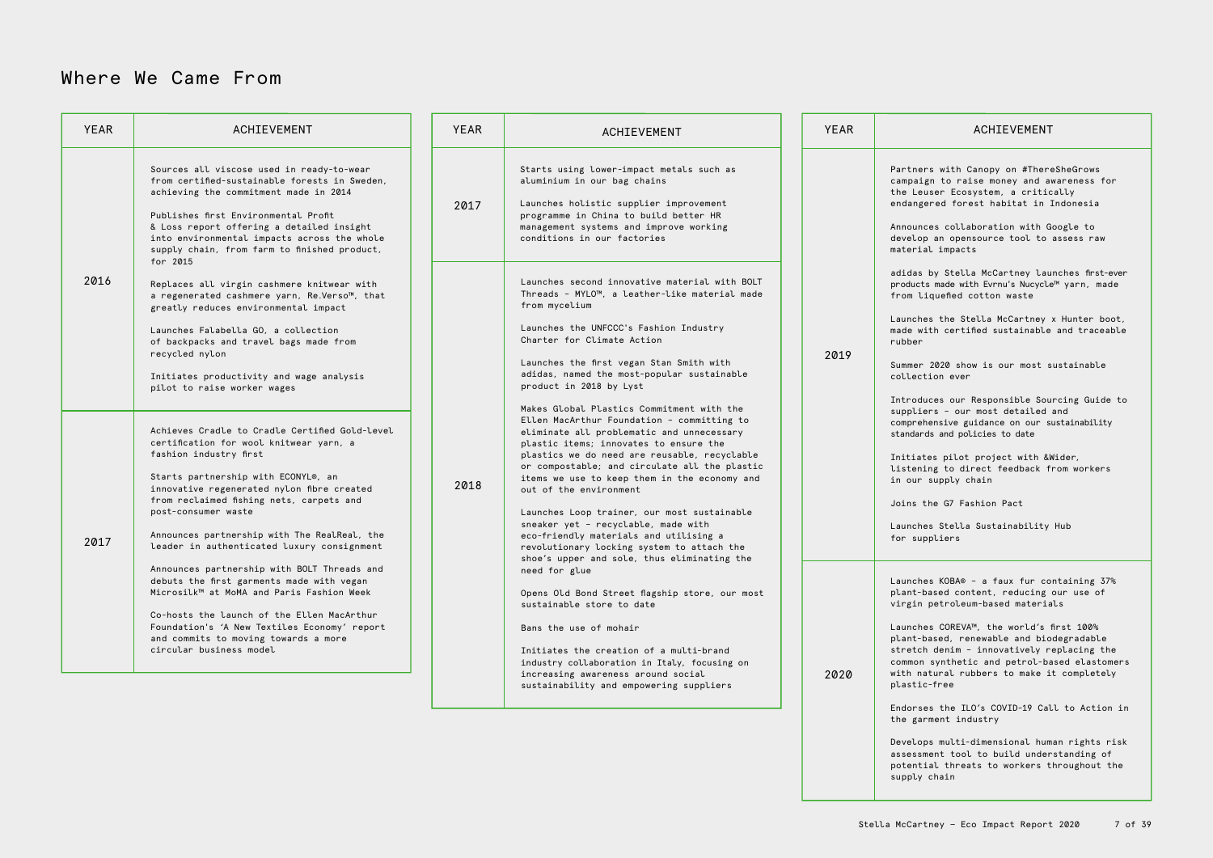# Where We Came From

| YEAR | ACHIEVEMENT |
|---|---|
| 2016 | Sources all viscose used in ready-to-wear from certified-sustainable forests in Sweden, achieving the commitment made in 2014<br><br>Publishes first Environmental Profit & Loss report offering a detailed insight into environmental impacts across the whole supply chain, from farm to finished product, for 2015<br><br>Replaces all virgin cashmere knitwear with a regenerated cashmere yarn, Re.Verso™, that greatly reduces environmental impact<br><br>Launches Falabella GO, a collection of backpacks and travel bags made from recycled nylon<br><br>Initiates productivity and wage analysis pilot to raise worker wages |
| 2017 | Achieves Cradle to Cradle Certified Gold-level certification for wool knitwear yarn, a fashion industry first<br><br>Starts partnership with ECONYL®, an innovative regenerated nylon fibre created from reclaimed fishing nets, carpets and post-consumer waste<br><br>Announces partnership with The RealReal, the leader in authenticated luxury consignment<br><br>Announces partnership with BOLT Threads and debuts the first garments made with vegan Microsilk™ at MoMA and Paris Fashion Week<br><br>Co-hosts the launch of the Ellen MacArthur Foundation's 'A New Textiles Economy' report and commits to moving towards a more circular business model |

| YEAR | ACHIEVEMENT |
|---|---|
| 2017 | Starts using lower-impact metals such as aluminium in our bag chains<br><br>Launches holistic supplier improvement programme in China to build better HR management systems and improve working conditions in our factories |
| 2018 | Launches second innovative material with BOLT Threads - MYLO™, a leather-like material made from mycelium<br><br>Launches the UNFCCC's Fashion Industry Charter for Climate Action<br><br>Launches the first vegan Stan Smith with adidas, named the most-popular sustainable product in 2018 by Lyst<br><br>Makes Global Plastics Commitment with the Ellen MacArthur Foundation - committing to eliminate all problematic and unnecessary plastic items; innovates to ensure the plastics we do need are reusable, recyclable or compostable; and circulate all the plastic items we use to keep them in the economy and out of the environment<br><br>Launches Loop trainer, our most sustainable sneaker yet - recyclable, made with eco-friendly materials and utilising a revolutionary locking system to attach the shoe's upper and sole, thus eliminating the need for glue<br><br>Opens Old Bond Street flagship store, our most sustainable store to date<br><br>Bans the use of mohair<br><br>Initiates the creation of a multi-brand industry collaboration in Italy, focusing on increasing awareness around social sustainability and empowering suppliers |

| YEAR | ACHIEVEMENT |
|---|---|
| 2019 | Partners with Canopy on #ThereSheGrows campaign to raise money and awareness for the Leuser Ecosystem, a critically endangered forest habitat in Indonesia<br><br>Announces collaboration with Google to develop an opensource tool to assess raw material impacts<br><br>adidas by Stella McCartney launches first-ever products made with Evrnu's Nucycle™ yarn, made from liquefied cotton waste<br><br>Launches the Stella McCartney x Hunter boot, made with certified sustainable and traceable rubber<br><br>Summer 2020 show is our most sustainable collection ever<br><br>Introduces our Responsible Sourcing Guide to suppliers - our most detailed and comprehensive guidance on our sustainability standards and policies to date<br><br>Initiates pilot project with &Wider, listening to direct feedback from workers in our supply chain<br><br>Joins the G7 Fashion Pact<br><br>Launches Stella Sustainability Hub for suppliers |
| 2020 | Launches KOBA® - a faux fur containing 37% plant-based content, reducing our use of virgin petroleum-based materials<br><br>Launches COREVA™, the world's first 100% plant-based, renewable and biodegradable stretch denim - innovatively replacing the common synthetic and petrol-based elastomers with natural rubbers to make it completely plastic-free<br><br>Endorses the ILO's COVID-19 Call to Action in the garment industry<br><br>Develops multi-dimensional human rights risk assessment tool to build understanding of potential threats to workers throughout the supply chain |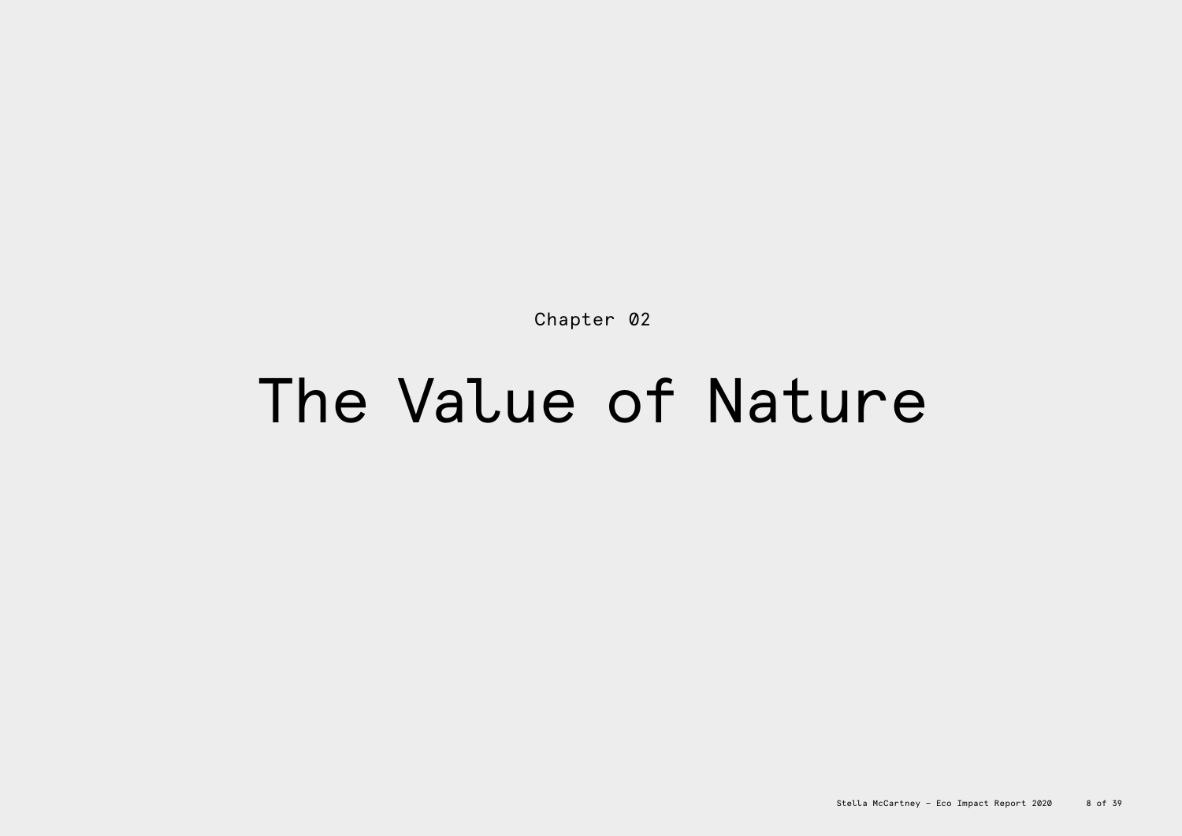Chapter 02

# The Value of Nature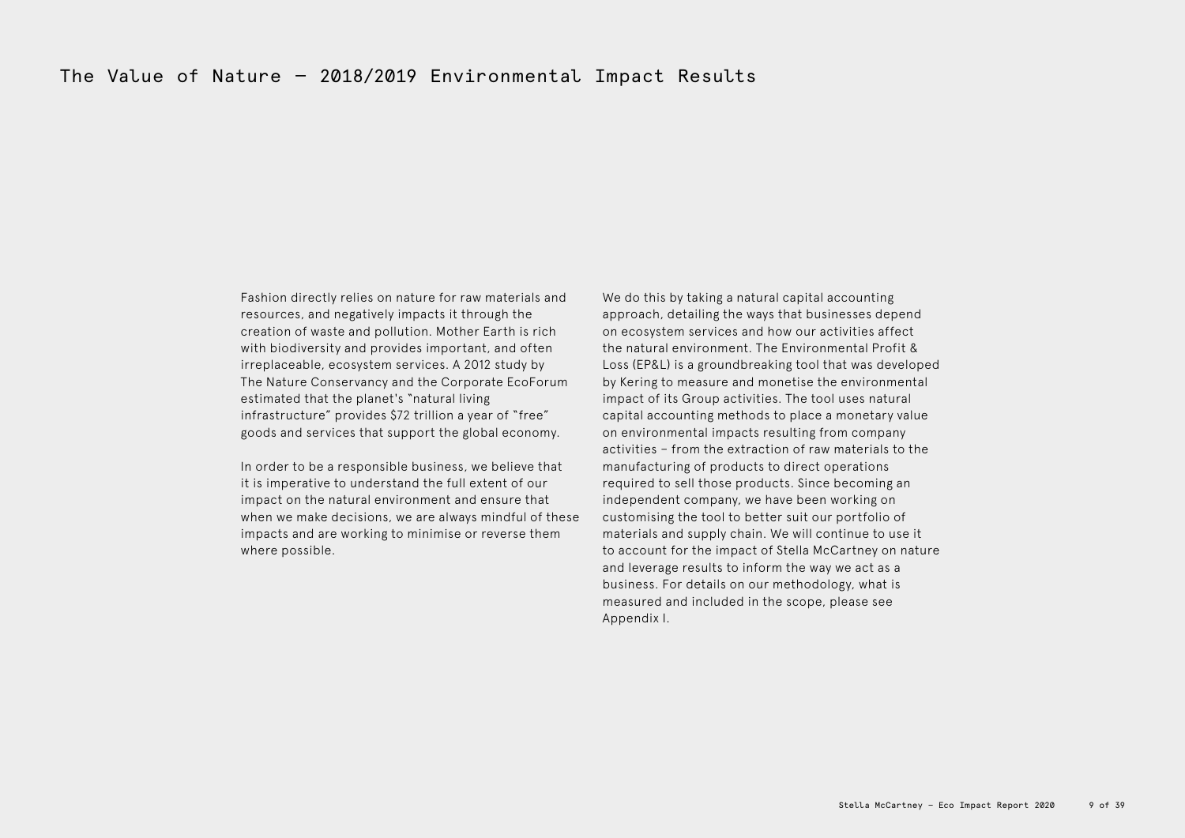# The Value of Nature — 2018/2019 Environmental Impact Results

Fashion directly relies on nature for raw materials and resources, and negatively impacts it through the creation of waste and pollution. Mother Earth is rich with biodiversity and provides important, and often irreplaceable, ecosystem services. A 2012 study by The Nature Conservancy and the Corporate EcoForum estimated that the planet's "natural living infrastructure" provides $72 trillion a year of "free" goods and services that support the global economy.

In order to be a responsible business, we believe that it is imperative to understand the full extent of our impact on the natural environment and ensure that when we make decisions, we are always mindful of these impacts and are working to minimise or reverse them where possible.

We do this by taking a natural capital accounting approach, detailing the ways that businesses depend on ecosystem services and how our activities affect the natural environment. The Environmental Profit & Loss (EP&L) is a groundbreaking tool that was developed by Kering to measure and monetise the environmental impact of its Group activities. The tool uses natural capital accounting methods to place a monetary value on environmental impacts resulting from company activities – from the extraction of raw materials to the manufacturing of products to direct operations required to sell those products. Since becoming an independent company, we have been working on customising the tool to better suit our portfolio of materials and supply chain. We will continue to use it to account for the impact of Stella McCartney on nature and leverage results to inform the way we act as a business. For details on our methodology, what is measured and included in the scope, please see Appendix I.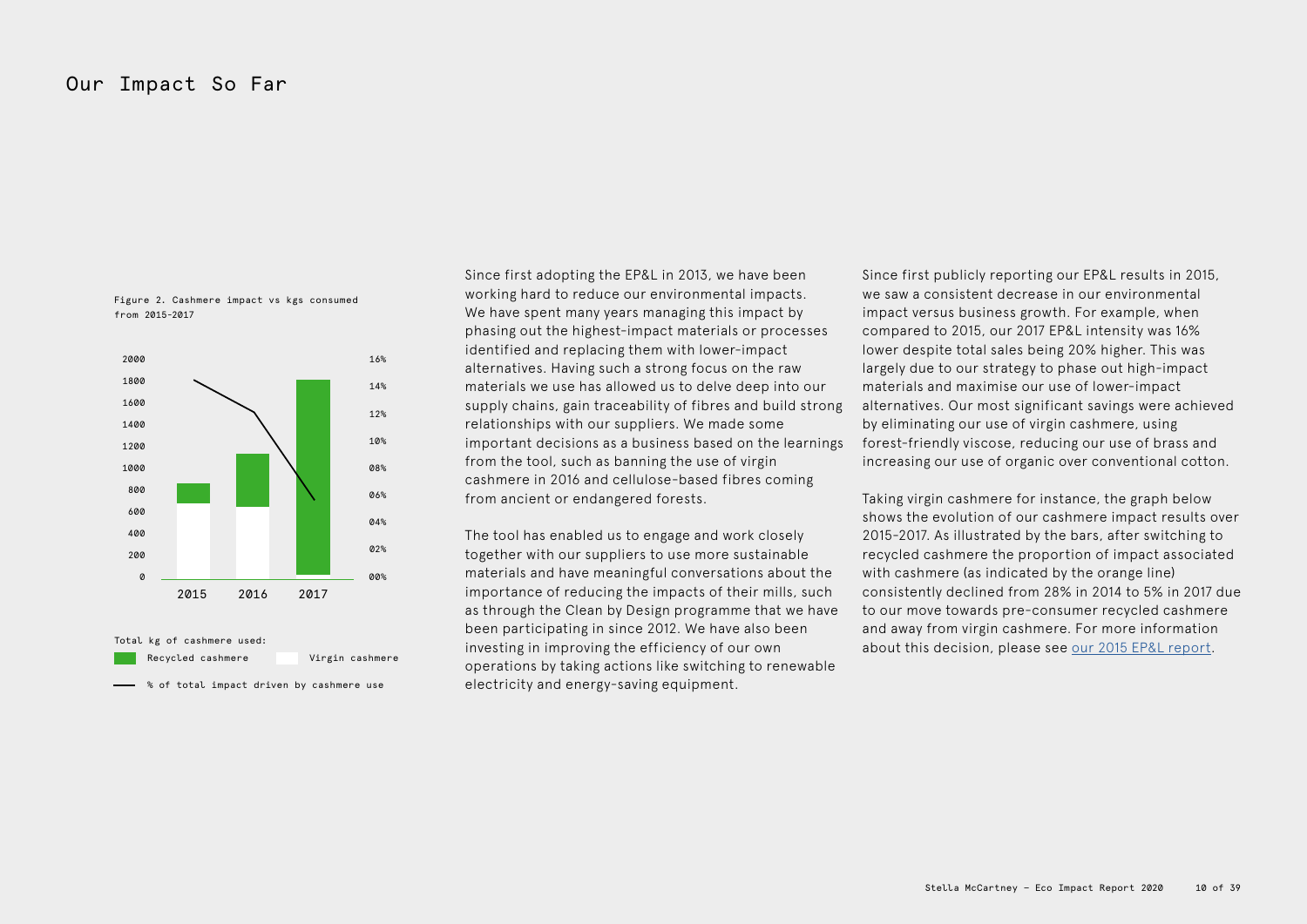# Our Impact So Far

Figure 2. Cashmere impact vs kgs consumed from 2015-2017

Total kg of cashmere used:

Recycled cashmere — Virgin cashmere

% of total impact driven by cashmere use

Since first adopting the EP&L in 2013, we have been working hard to reduce our environmental impacts. We have spent many years managing this impact by phasing out the highest-impact materials or processes identified and replacing them with lower-impact alternatives. Having such a strong focus on the raw materials we use has allowed us to delve deep into our supply chains, gain traceability of fibres and build strong relationships with our suppliers. We made some important decisions as a business based on the learnings from the tool, such as banning the use of virgin cashmere in 2016 and cellulose-based fibres coming from ancient or endangered forests.

The tool has enabled us to engage and work closely together with our suppliers to use more sustainable materials and have meaningful conversations about the importance of reducing the impacts of their mills, such as through the Clean by Design programme that we have been participating in since 2012. We have also been investing in improving the efficiency of our own operations by taking actions like switching to renewable electricity and energy-saving equipment.

Since first publicly reporting our EP&L results in 2015, we saw a consistent decrease in our environmental impact versus business growth. For example, when compared to 2015, our 2017 EP&L intensity was 16% lower despite total sales being 20% higher. This was largely due to our strategy to phase out high-impact materials and maximise our use of lower-impact alternatives. Our most significant savings were achieved by eliminating our use of virgin cashmere, using forest-friendly viscose, reducing our use of brass and increasing our use of organic over conventional cotton.

Taking virgin cashmere for instance, the graph below shows the evolution of our cashmere impact results over 2015-2017. As illustrated by the bars, after switching to recycled cashmere the proportion of impact associated with cashmere (as indicated by the orange line) consistently declined from 28% in 2014 to 5% in 2017 due to our move towards pre-consumer recycled cashmere and away from virgin cashmere. For more information about this decision, please see [our 2015 EP&L report](our 2015 EP&L report).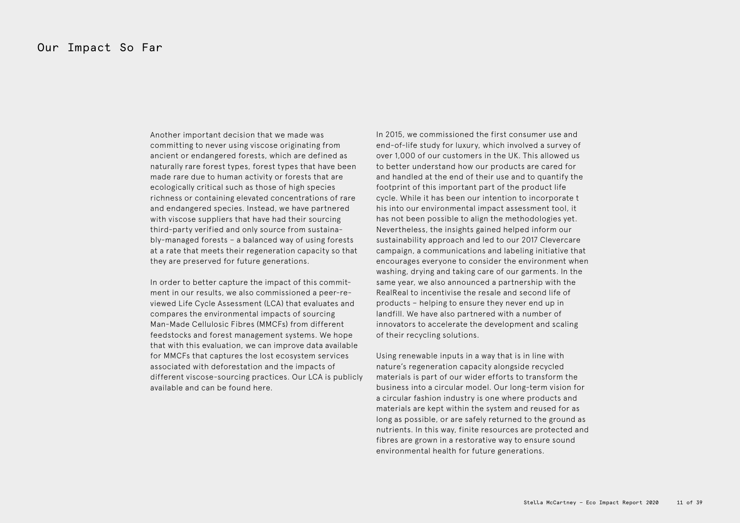# Our Impact So Far

Another important decision that we made was committing to never using viscose originating from ancient or endangered forests, which are defined as naturally rare forest types, forest types that have been made rare due to human activity or forests that are ecologically critical such as those of high species richness or containing elevated concentrations of rare and endangered species. Instead, we have partnered with viscose suppliers that have had their sourcing third-party verified and only source from sustainably-managed forests – a balanced way of using forests at a rate that meets their regeneration capacity so that they are preserved for future generations.

In order to better capture the impact of this commitment in our results, we also commissioned a peer-reviewed Life Cycle Assessment (LCA) that evaluates and compares the environmental impacts of sourcing Man-Made Cellulosic Fibres (MMCFs) from different feedstocks and forest management systems. We hope that with this evaluation, we can improve data available for MMCFs that captures the lost ecosystem services associated with deforestation and the impacts of different viscose-sourcing practices. Our LCA is publicly available and can be found here.

In 2015, we commissioned the first consumer use and end-of-life study for luxury, which involved a survey of over 1,000 of our customers in the UK. This allowed us to better understand how our products are cared for and handled at the end of their use and to quantify the footprint of this important part of the product life cycle. While it has been our intention to incorporate this into our environmental impact assessment tool, it has not been possible to align the methodologies yet. Nevertheless, the insights gained helped inform our sustainability approach and led to our 2017 Clevercare campaign, a communications and labeling initiative that encourages everyone to consider the environment when washing, drying and taking care of our garments. In the same year, we also announced a partnership with the RealReal to incentivise the resale and second life of products – helping to ensure they never end up in landfill. We have also partnered with a number of innovators to accelerate the development and scaling of their recycling solutions.

Using renewable inputs in a way that is in line with nature's regeneration capacity alongside recycled materials is part of our wider efforts to transform the business into a circular model. Our long-term vision for a circular fashion industry is one where products and materials are kept within the system and reused for as long as possible, or are safely returned to the ground as nutrients. In this way, finite resources are protected and fibres are grown in a restorative way to ensure sound environmental health for future generations.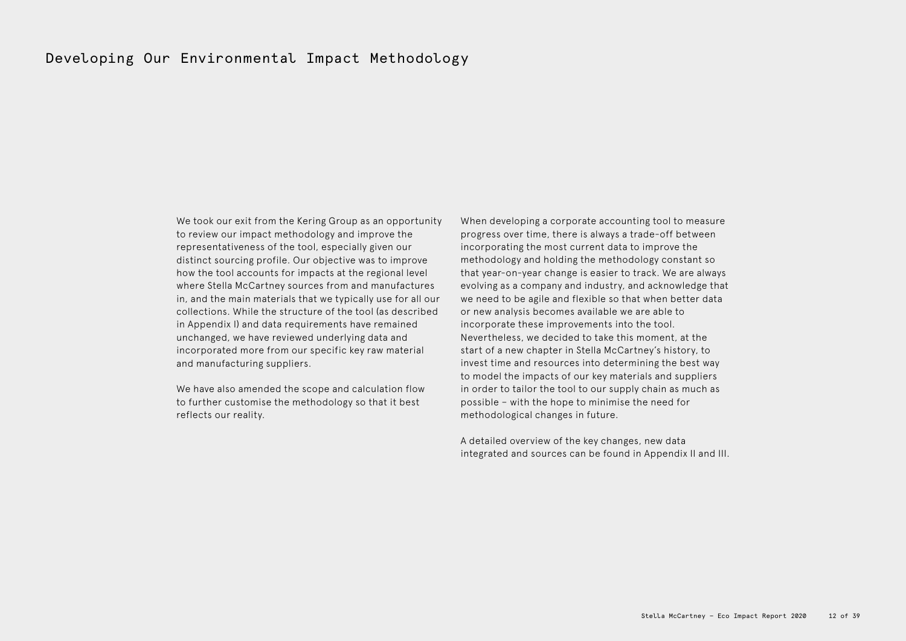# Developing Our Environmental Impact Methodology

We took our exit from the Kering Group as an opportunity to review our impact methodology and improve the representativeness of the tool, especially given our distinct sourcing profile. Our objective was to improve how the tool accounts for impacts at the regional level where Stella McCartney sources from and manufactures in, and the main materials that we typically use for all our collections. While the structure of the tool (as described in Appendix I) and data requirements have remained unchanged, we have reviewed underlying data and incorporated more from our specific key raw material and manufacturing suppliers.

We have also amended the scope and calculation flow to further customise the methodology so that it best reflects our reality.

When developing a corporate accounting tool to measure progress over time, there is always a trade-off between incorporating the most current data to improve the methodology and holding the methodology constant so that year-on-year change is easier to track. We are always evolving as a company and industry, and acknowledge that we need to be agile and flexible so that when better data or new analysis becomes available we are able to incorporate these improvements into the tool. Nevertheless, we decided to take this moment, at the start of a new chapter in Stella McCartney's history, to invest time and resources into determining the best way to model the impacts of our key materials and suppliers in order to tailor the tool to our supply chain as much as possible – with the hope to minimise the need for methodological changes in future.

A detailed overview of the key changes, new data integrated and sources can be found in Appendix II and III.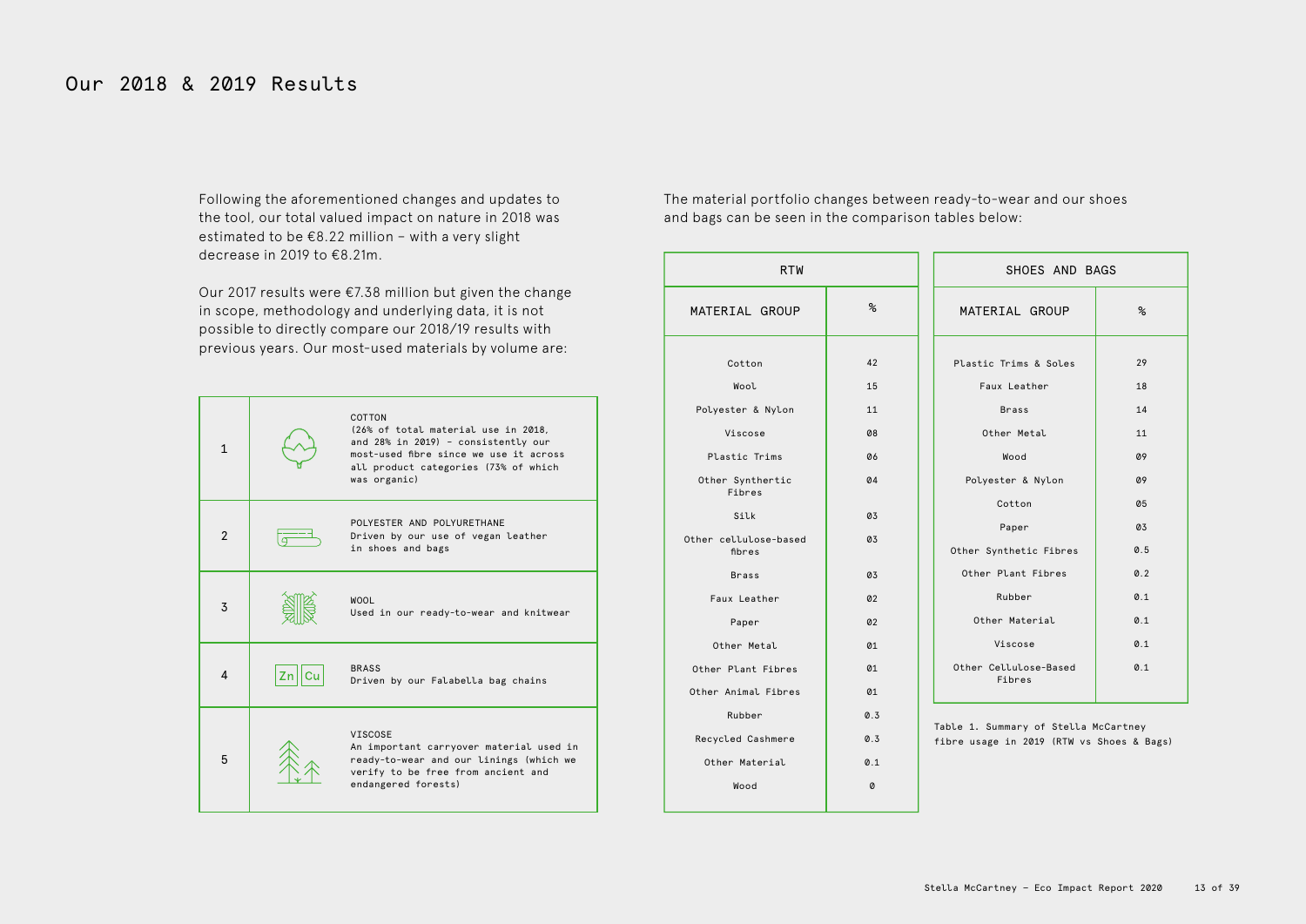# Our 2018 & 2019 Results

Following the aforementioned changes and updates to the tool, our total valued impact on nature in 2018 was estimated to be €8.22 million – with a very slight decrease in 2019 to €8.21m.

Our 2017 results were €7.38 million but given the change in scope, methodology and underlying data, it is not possible to directly compare our 2018/19 results with previous years. Our most-used materials by volume are:

| | |
|---|---|
| 1 | COTTON (26% of total material use in 2018, and 28% in 2019) – consistently our most-used fibre since we use it across all product categories (73% of which was organic) |
| 2 | POLYESTER AND POLYURETHANE Driven by our use of vegan leather in shoes and bags |
| 3 | WOOL Used in our ready-to-wear and knitwear |
| 4 | Zn Cu BRASS Driven by our Falabella bag chains |
| 5 | VISCOSE An important carryover material used in ready-to-wear and our linings (which we verify to be free from ancient and endangered forests) |

The material portfolio changes between ready-to-wear and our shoes and bags can be seen in the comparison tables below:

| RTW | |
|---|---|
| MATERIAL GROUP | % |
| Cotton | 42 |
| Wool | 15 |
| Polyester & Nylon | 11 |
| Viscose | 08 |
| Plastic Trims | 06 |
| Other Synthertic Fibres | 04 |
| Silk | 03 |
| Other cellulose-based fibres | 03 |
| Brass | 03 |
| Faux Leather | 02 |
| Paper | 02 |
| Other Metal | 01 |
| Other Plant Fibres | 01 |
| Other Animal Fibres | 01 |
| Rubber | 0.3 |
| Recycled Cashmere | 0.3 |
| Other Material | 0.1 |
| Wood | 0 |

| SHOES AND BAGS | |
|---|---|
| MATERIAL GROUP | % |
| Plastic Trims & Soles | 29 |
| Faux Leather | 18 |
| Brass | 14 |
| Other Metal | 11 |
| Wood | 09 |
| Polyester & Nylon | 09 |
| Cotton | 05 |
| Paper | 03 |
| Other Synthetic Fibres | 0.5 |
| Other Plant Fibres | 0.2 |
| Rubber | 0.1 |
| Other Material | 0.1 |
| Viscose | 0.1 |
| Other Cellulose-Based Fibres | 0.1 |

Table 1. Summary of Stella McCartney fibre usage in 2019 (RTW vs Shoes & Bags)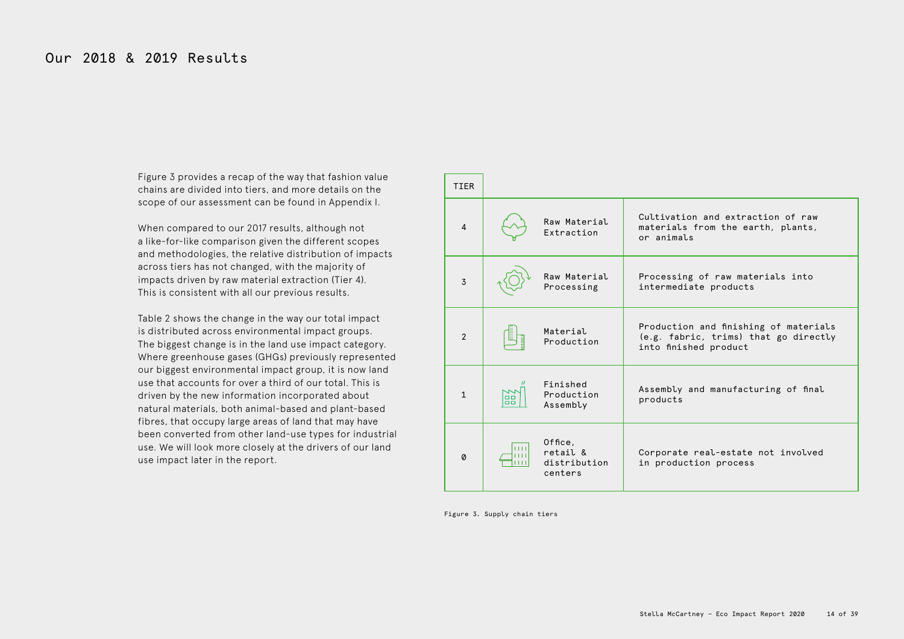# Our 2018 & 2019 Results

Figure 3 provides a recap of the way that fashion value chains are divided into tiers, and more details on the scope of our assessment can be found in Appendix I.

When compared to our 2017 results, although not a like-for-like comparison given the different scopes and methodologies, the relative distribution of impacts across tiers has not changed, with the majority of impacts driven by raw material extraction (Tier 4). This is consistent with all our previous results.

Table 2 shows the change in the way our total impact is distributed across environmental impact groups. The biggest change is in the land use impact category. Where greenhouse gases (GHGs) previously represented our biggest environmental impact group, it is now land use that accounts for over a third of our total. This is driven by the new information incorporated about natural materials, both animal-based and plant-based fibres, that occupy large areas of land that may have been converted from other land-use types for industrial use. We will look more closely at the drivers of our land use impact later in the report.

| TIER | | |
|---|---|---|
| 4 | Raw Material Extraction | Cultivation and extraction of raw materials from the earth, plants, or animals |
| 3 | Raw Material Processing | Processing of raw materials into intermediate products |
| 2 | Material Production | Production and finishing of materials (e.g. fabric, trims) that go directly into finished product |
| 1 | Finished Production Assembly | Assembly and manufacturing of final products |
| 0 | Office, retail & distribution centers | Corporate real-estate not involved in production process |

Figure 3. Supply chain tiers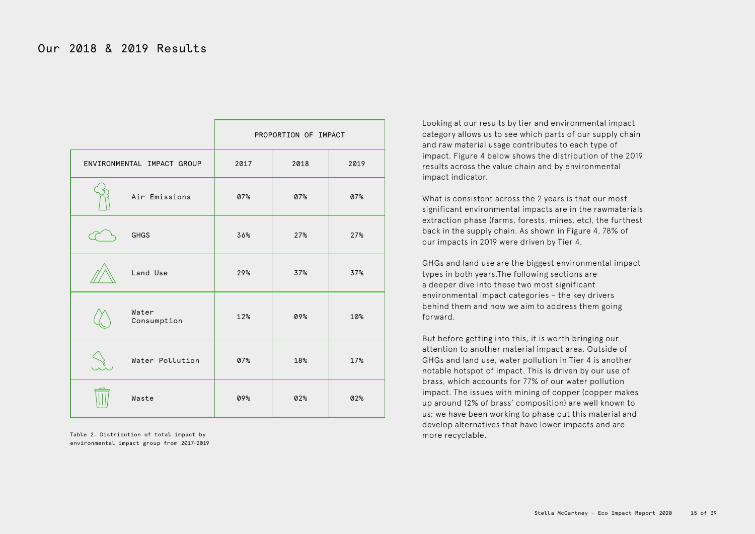# Our 2018 & 2019 Results

| | PROPORTION OF IMPACT | | |
|---|---|---|---|
| ENVIRONMENTAL IMPACT GROUP | 2017 | 2018 | 2019 |
| Air Emissions | 07% | 07% | 07% |
| GHGS | 36% | 27% | 27% |
| Land Use | 29% | 37% | 37% |
| Water Consumption | 12% | 09% | 10% |
| Water Pollution | 07% | 18% | 17% |
| Waste | 09% | 02% | 02% |

Table 2. Distribution of total impact by environmental impact group from 2017-2019

Looking at our results by tier and environmental impact category allows us to see which parts of our supply chain and raw material usage contributes to each type of impact. Figure 4 below shows the distribution of the 2019 results across the value chain and by environmental impact indicator.

What is consistent across the 2 years is that our most significant environmental impacts are in the rawmaterials extraction phase (farms, forests, mines, etc), the furthest back in the supply chain. As shown in Figure 4, 78% of our impacts in 2019 were driven by Tier 4.

GHGs and land use are the biggest environmental impact types in both years.The following sections are a deeper dive into these two most significant environmental impact categories – the key drivers behind them and how we aim to address them going forward.

But before getting into this, it is worth bringing our attention to another material impact area. Outside of GHGs and land use, water pollution in Tier 4 is another notable hotspot of impact. This is driven by our use of brass, which accounts for 77% of our water pollution impact. The issues with mining of copper (copper makes up around 12% of brass' composition) are well known to us; we have been working to phase out this material and develop alternatives that have lower impacts and are more recyclable.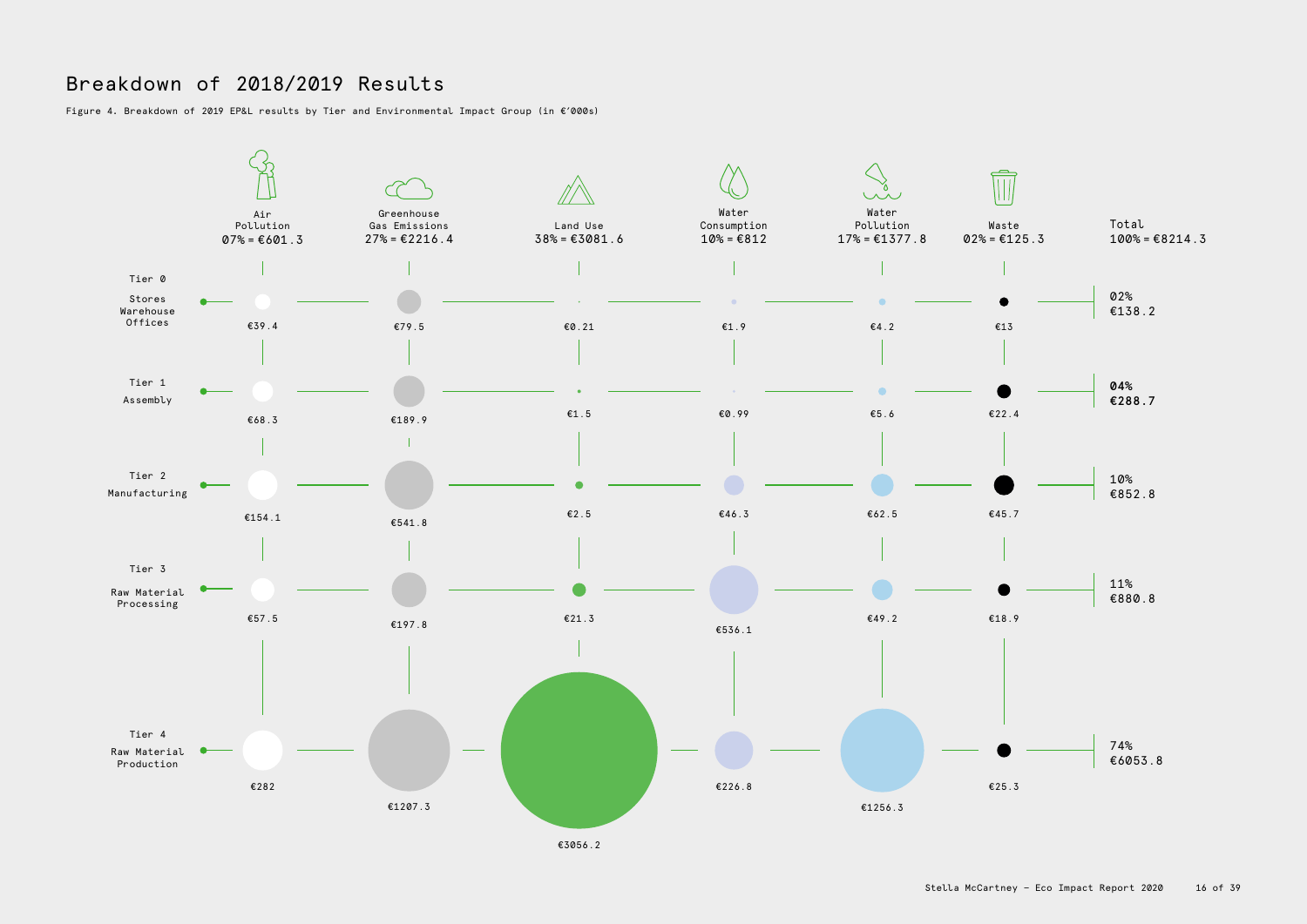# Breakdown of 2018/2019 Results

Figure 4. Breakdown of 2019 EP&L results by Tier and Environmental Impact Group (in €'000s)

| | Air Pollution 07% = €601.3 | Greenhouse Gas Emissions 27% = €2216.4 | Land Use 38% = €3081.6 | Water Consumption 10% = €812 | Water Pollution 17% = €1377.8 | Waste 02% = €125.3 | Total 100% = €8214.3 |
|---|---|---|---|---|---|---|---|
| Tier 0 Stores Warehouse Offices | €39.4 | €79.5 | €0.21 | €1.9 | €4.2 | €13 | 02% €138.2 |
| Tier 1 Assembly | €68.3 | €189.9 | €1.5 | €0.99 | €5.6 | €22.4 | 04% €288.7 |
| Tier 2 Manufacturing | €154.1 | €541.8 | €2.5 | €46.3 | €62.5 | €45.7 | 10% €852.8 |
| Tier 3 Raw Material Processing | €57.5 | €197.8 | €21.3 | €536.1 | €49.2 | €18.9 | 11% €880.8 |
| Tier 4 Raw Material Production | €282 | €1207.3 | €3056.2 | €226.8 | €1256.3 | €25.3 | 74% €6053.8 |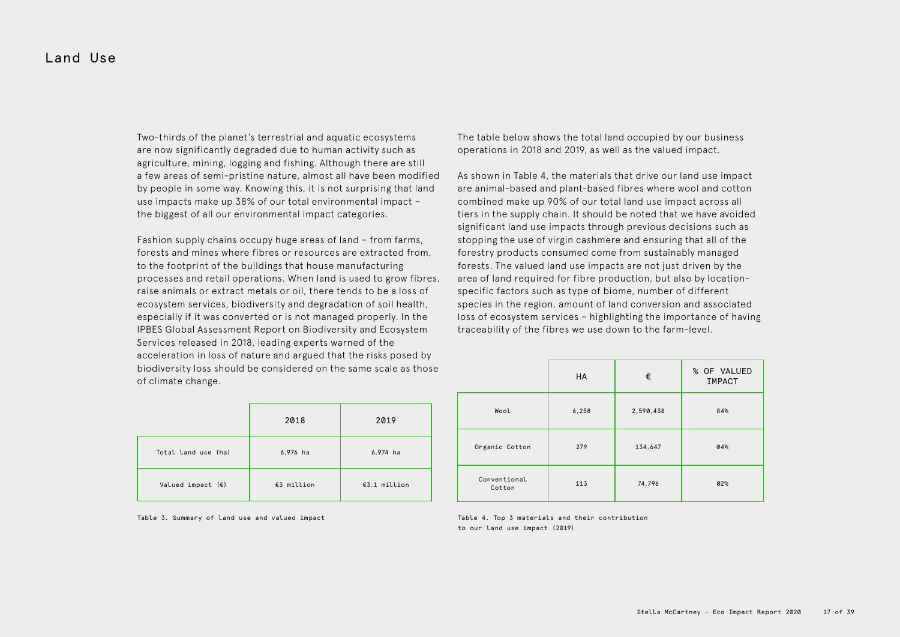# Land Use

Two-thirds of the planet's terrestrial and aquatic ecosystems are now significantly degraded due to human activity such as agriculture, mining, logging and fishing. Although there are still a few areas of semi-pristine nature, almost all have been modified by people in some way. Knowing this, it is not surprising that land use impacts make up 38% of our total environmental impact – the biggest of all our environmental impact categories.

Fashion supply chains occupy huge areas of land – from farms, forests and mines where fibres or resources are extracted from, to the footprint of the buildings that house manufacturing processes and retail operations. When land is used to grow fibres, raise animals or extract metals or oil, there tends to be a loss of ecosystem services, biodiversity and degradation of soil health, especially if it was converted or is not managed properly. In the IPBES Global Assessment Report on Biodiversity and Ecosystem Services released in 2018, leading experts warned of the acceleration in loss of nature and argued that the risks posed by biodiversity loss should be considered on the same scale as those of climate change.

| | 2018 | 2019 |
|---|---|---|
| Total land use (ha) | 6,976 ha | 6,974 ha |
| Valued impact (€) | €3 million | €3.1 million |

Table 3. Summary of land use and valued impact

The table below shows the total land occupied by our business operations in 2018 and 2019, as well as the valued impact.

As shown in Table 4, the materials that drive our land use impact are animal-based and plant-based fibres where wool and cotton combined make up 90% of our total land use impact across all tiers in the supply chain. It should be noted that we have avoided significant land use impacts through previous decisions such as stopping the use of virgin cashmere and ensuring that all of the forestry products consumed come from sustainably managed forests. The valued land use impacts are not just driven by the area of land required for fibre production, but also by location-specific factors such as type of biome, number of different species in the region, amount of land conversion and associated loss of ecosystem services – highlighting the importance of having traceability of the fibres we use down to the farm-level.

| | HA | € | % OF VALUED IMPACT |
|---|---|---|---|
| Wool | 6,258 | 2,590,438 | 84% |
| Organic Cotton | 279 | 134,647 | 04% |
| Conventional Cotton | 113 | 74,796 | 02% |

Table 4. Top 3 materials and their contribution to our land use impact (2019)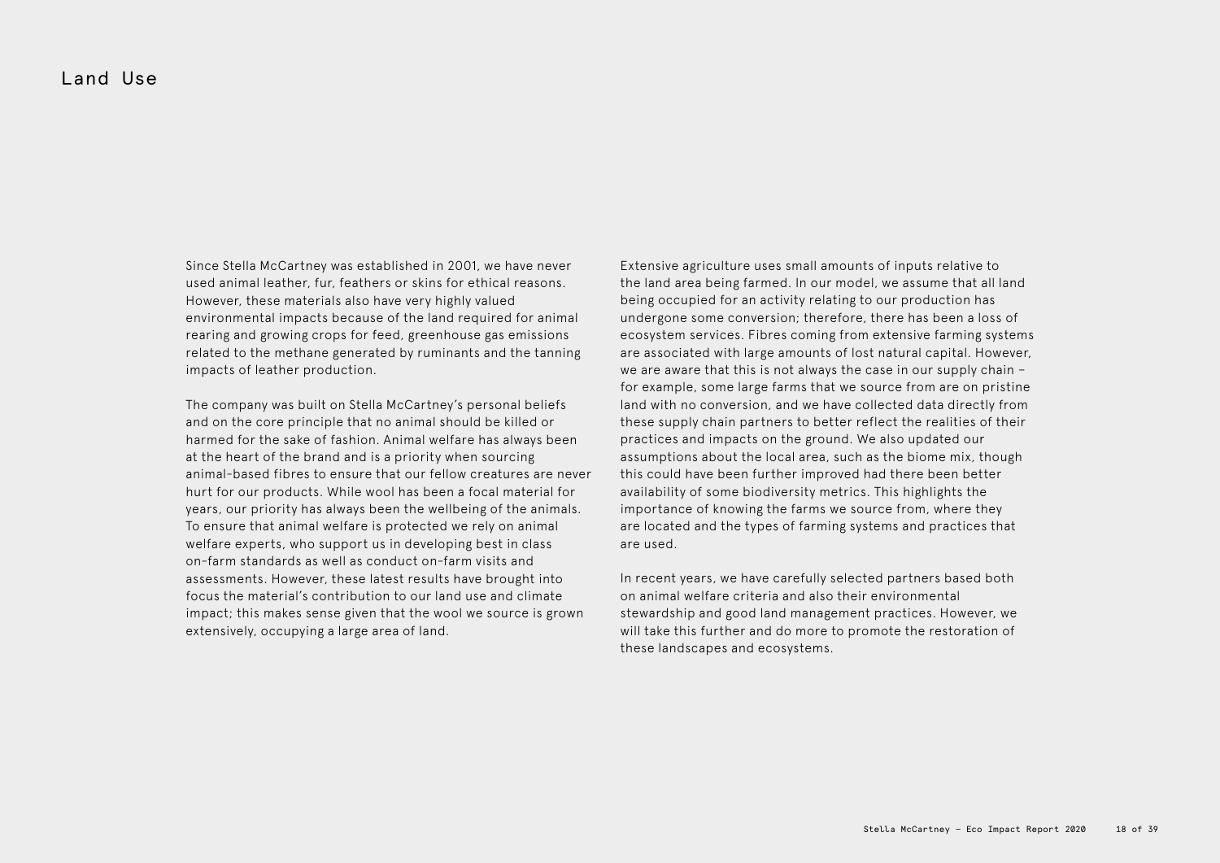# Land Use

Since Stella McCartney was established in 2001, we have never used animal leather, fur, feathers or skins for ethical reasons. However, these materials also have very highly valued environmental impacts because of the land required for animal rearing and growing crops for feed, greenhouse gas emissions related to the methane generated by ruminants and the tanning impacts of leather production.

The company was built on Stella McCartney's personal beliefs and on the core principle that no animal should be killed or harmed for the sake of fashion. Animal welfare has always been at the heart of the brand and is a priority when sourcing animal-based fibres to ensure that our fellow creatures are never hurt for our products. While wool has been a focal material for years, our priority has always been the wellbeing of the animals. To ensure that animal welfare is protected we rely on animal welfare experts, who support us in developing best in class on-farm standards as well as conduct on-farm visits and assessments. However, these latest results have brought into focus the material's contribution to our land use and climate impact; this makes sense given that the wool we source is grown extensively, occupying a large area of land.

Extensive agriculture uses small amounts of inputs relative to the land area being farmed. In our model, we assume that all land being occupied for an activity relating to our production has undergone some conversion; therefore, there has been a loss of ecosystem services. Fibres coming from extensive farming systems are associated with large amounts of lost natural capital. However, we are aware that this is not always the case in our supply chain – for example, some large farms that we source from are on pristine land with no conversion, and we have collected data directly from these supply chain partners to better reflect the realities of their practices and impacts on the ground. We also updated our assumptions about the local area, such as the biome mix, though this could have been further improved had there been better availability of some biodiversity metrics. This highlights the importance of knowing the farms we source from, where they are located and the types of farming systems and practices that are used.

In recent years, we have carefully selected partners based both on animal welfare criteria and also their environmental stewardship and good land management practices. However, we will take this further and do more to promote the restoration of these landscapes and ecosystems.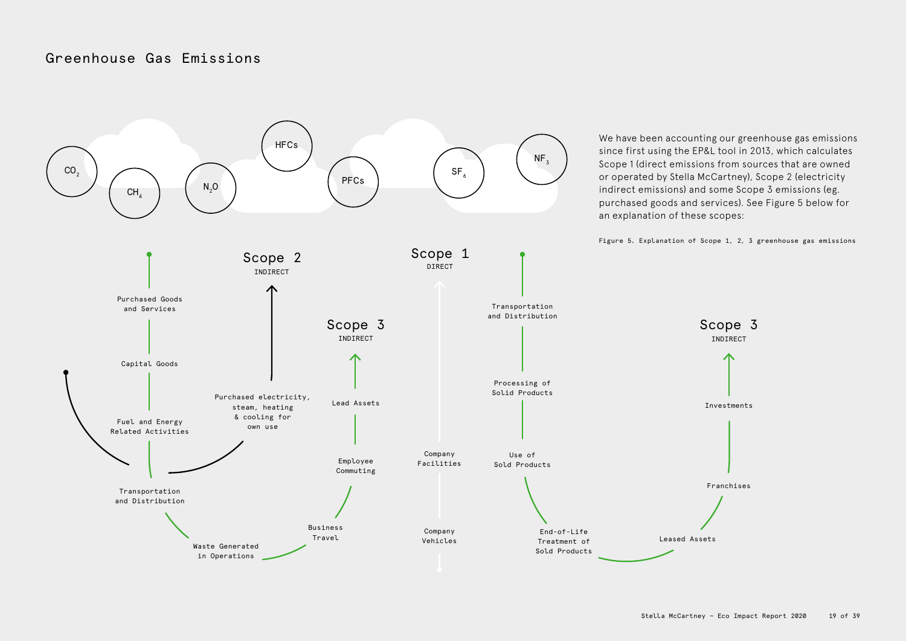## Greenhouse Gas Emissions

We have been accounting our greenhouse gas emissions since first using the EP&L tool in 2013, which calculates Scope 1 (direct emissions from sources that are owned or operated by Stella McCartney), Scope 2 (electricity indirect emissions) and some Scope 3 emissions (eg. purchased goods and services). See Figure 5 below for an explanation of these scopes:

Figure 5. Explanation of Scope 1, 2, 3 greenhouse gas emissions

$CO_2$ $CH_4$ $N_2O$ HFCs PFCs $SF_6$ $NF_3$

**Scope 2** INDIRECT
- Purchased electricity, steam, heating & cooling for own use

**Scope 1** DIRECT
- Company Facilities
- Company Vehicles

**Scope 3** INDIRECT (upstream)
- Purchased Goods and Services
- Capital Goods
- Fuel and Energy Related Activities
- Transportation and Distribution
- Waste Generated in Operations
- Business Travel
- Employee Commuting
- Lead Assets

**Scope 3** INDIRECT (downstream)
- Transportation and Distribution
- Processing of Solid Products
- Use of Sold Products
- End-of-Life Treatment of Sold Products
- Leased Assets
- Franchises
- Investments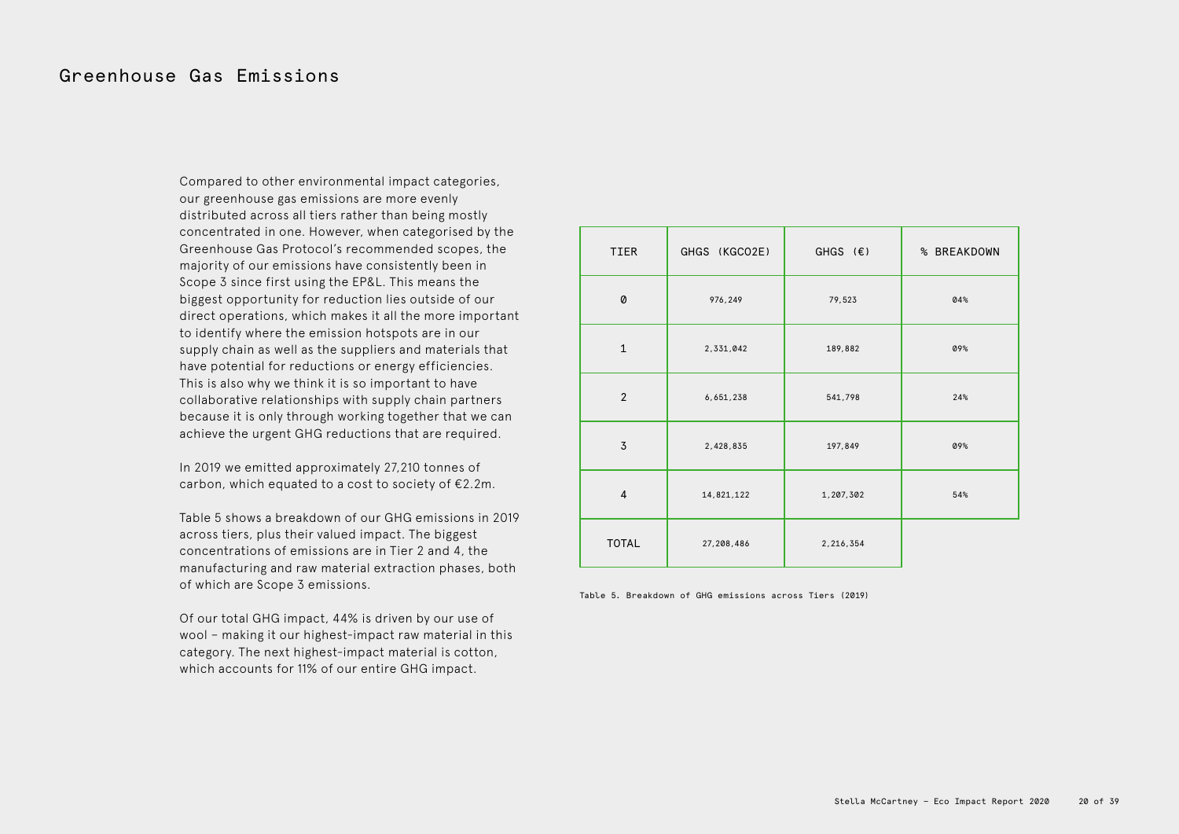# Greenhouse Gas Emissions

Compared to other environmental impact categories, our greenhouse gas emissions are more evenly distributed across all tiers rather than being mostly concentrated in one. However, when categorised by the Greenhouse Gas Protocol's recommended scopes, the majority of our emissions have consistently been in Scope 3 since first using the EP&L. This means the biggest opportunity for reduction lies outside of our direct operations, which makes it all the more important to identify where the emission hotspots are in our supply chain as well as the suppliers and materials that have potential for reductions or energy efficiencies. This is also why we think it is so important to have collaborative relationships with supply chain partners because it is only through working together that we can achieve the urgent GHG reductions that are required.

In 2019 we emitted approximately 27,210 tonnes of carbon, which equated to a cost to society of €2.2m.

Table 5 shows a breakdown of our GHG emissions in 2019 across tiers, plus their valued impact. The biggest concentrations of emissions are in Tier 2 and 4, the manufacturing and raw material extraction phases, both of which are Scope 3 emissions.

Of our total GHG impact, 44% is driven by our use of wool – making it our highest-impact raw material in this category. The next highest-impact material is cotton, which accounts for 11% of our entire GHG impact.

| TIER | GHGS (KGCO2E) | GHGS (€) | % BREAKDOWN |
|---|---|---|---|
| 0 | 976,249 | 79,523 | 04% |
| 1 | 2,331,042 | 189,882 | 09% |
| 2 | 6,651,238 | 541,798 | 24% |
| 3 | 2,428,835 | 197,849 | 09% |
| 4 | 14,821,122 | 1,207,302 | 54% |
| TOTAL | 27,208,486 | 2,216,354 | |

Table 5. Breakdown of GHG emissions across Tiers (2019)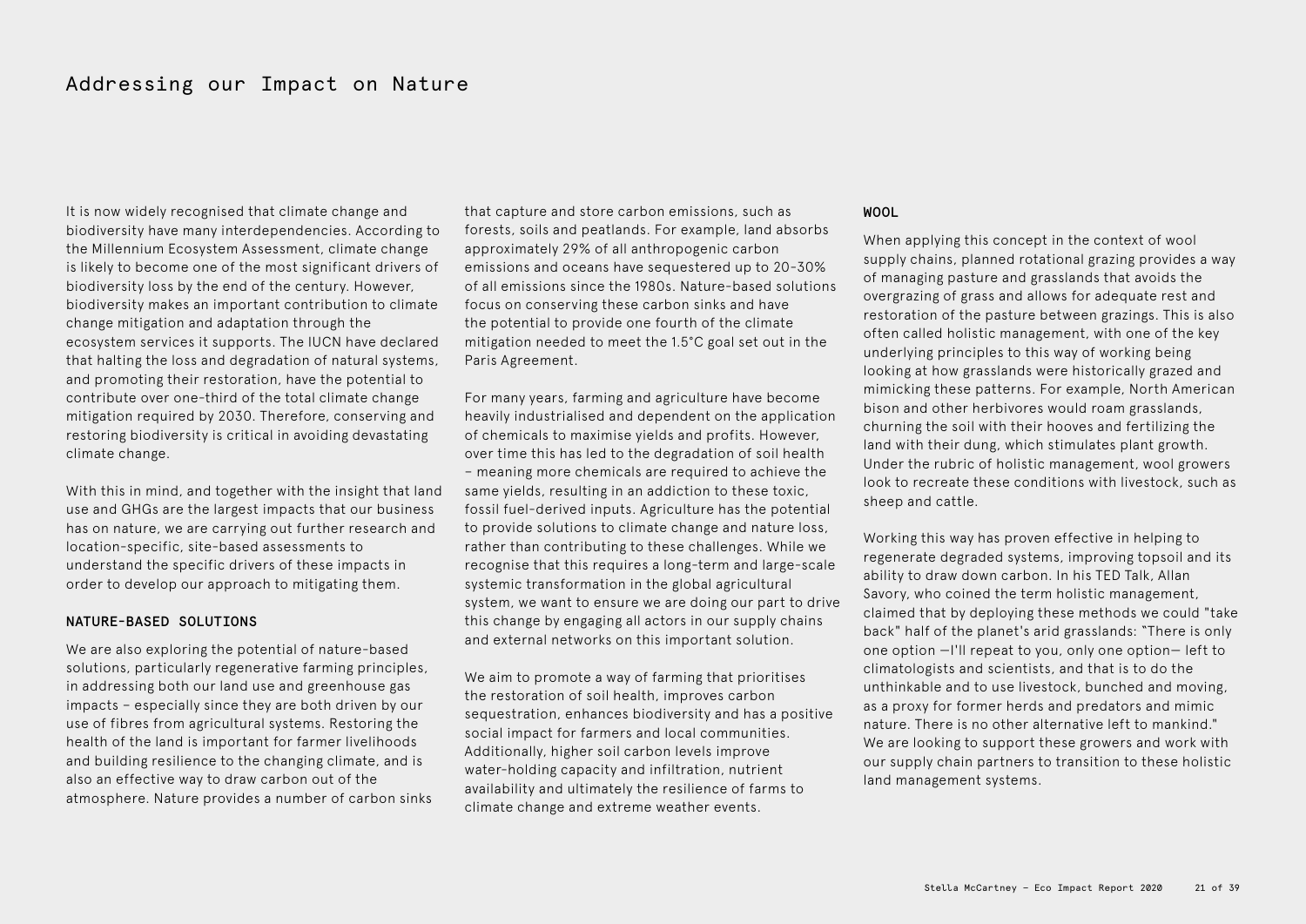# Addressing our Impact on Nature

It is now widely recognised that climate change and biodiversity have many interdependencies. According to the Millennium Ecosystem Assessment, climate change is likely to become one of the most significant drivers of biodiversity loss by the end of the century. However, biodiversity makes an important contribution to climate change mitigation and adaptation through the ecosystem services it supports. The IUCN have declared that halting the loss and degradation of natural systems, and promoting their restoration, have the potential to contribute over one-third of the total climate change mitigation required by 2030. Therefore, conserving and restoring biodiversity is critical in avoiding devastating climate change.

With this in mind, and together with the insight that land use and GHGs are the largest impacts that our business has on nature, we are carrying out further research and location-specific, site-based assessments to understand the specific drivers of these impacts in order to develop our approach to mitigating them.

## NATURE-BASED SOLUTIONS

We are also exploring the potential of nature-based solutions, particularly regenerative farming principles, in addressing both our land use and greenhouse gas impacts – especially since they are both driven by our use of fibres from agricultural systems. Restoring the health of the land is important for farmer livelihoods and building resilience to the changing climate, and is also an effective way to draw carbon out of the atmosphere. Nature provides a number of carbon sinks that capture and store carbon emissions, such as forests, soils and peatlands. For example, land absorbs approximately 29% of all anthropogenic carbon emissions and oceans have sequestered up to 20-30% of all emissions since the 1980s. Nature-based solutions focus on conserving these carbon sinks and have the potential to provide one fourth of the climate mitigation needed to meet the 1.5°C goal set out in the Paris Agreement.

For many years, farming and agriculture have become heavily industrialised and dependent on the application of chemicals to maximise yields and profits. However, over time this has led to the degradation of soil health – meaning more chemicals are required to achieve the same yields, resulting in an addiction to these toxic, fossil fuel-derived inputs. Agriculture has the potential to provide solutions to climate change and nature loss, rather than contributing to these challenges. While we recognise that this requires a long-term and large-scale systemic transformation in the global agricultural system, we want to ensure we are doing our part to drive this change by engaging all actors in our supply chains and external networks on this important solution.

We aim to promote a way of farming that prioritises the restoration of soil health, improves carbon sequestration, enhances biodiversity and has a positive social impact for farmers and local communities. Additionally, higher soil carbon levels improve water-holding capacity and infiltration, nutrient availability and ultimately the resilience of farms to climate change and extreme weather events.

## WOOL

When applying this concept in the context of wool supply chains, planned rotational grazing provides a way of managing pasture and grasslands that avoids the overgrazing of grass and allows for adequate rest and restoration of the pasture between grazings. This is also often called holistic management, with one of the key underlying principles to this way of working being looking at how grasslands were historically grazed and mimicking these patterns. For example, North American bison and other herbivores would roam grasslands, churning the soil with their hooves and fertilizing the land with their dung, which stimulates plant growth. Under the rubric of holistic management, wool growers look to recreate these conditions with livestock, such as sheep and cattle.

Working this way has proven effective in helping to regenerate degraded systems, improving topsoil and its ability to draw down carbon. In his TED Talk, Allan Savory, who coined the term holistic management, claimed that by deploying these methods we could "take back" half of the planet's arid grasslands: "There is only one option —I'll repeat to you, only one option— left to climatologists and scientists, and that is to do the unthinkable and to use livestock, bunched and moving, as a proxy for former herds and predators and mimic nature. There is no other alternative left to mankind." We are looking to support these growers and work with our supply chain partners to transition to these holistic land management systems.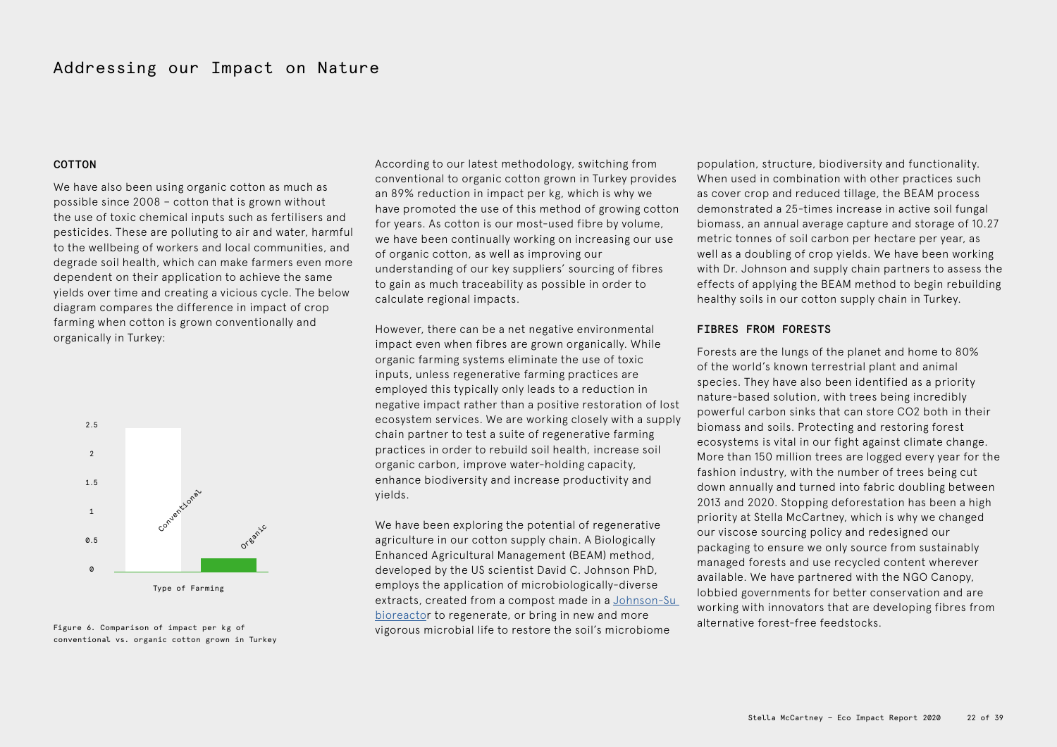# Addressing our Impact on Nature

## COTTON

We have also been using organic cotton as much as possible since 2008 – cotton that is grown without the use of toxic chemical inputs such as fertilisers and pesticides. These are polluting to air and water, harmful to the wellbeing of workers and local communities, and degrade soil health, which can make farmers even more dependent on their application to achieve the same yields over time and creating a vicious cycle. The below diagram compares the difference in impact of crop farming when cotton is grown conventionally and organically in Turkey:

Figure 6. Comparison of impact per kg of conventional vs. organic cotton grown in Turkey

According to our latest methodology, switching from conventional to organic cotton grown in Turkey provides an 89% reduction in impact per kg, which is why we have promoted the use of this method of growing cotton for years. As cotton is our most-used fibre by volume, we have been continually working on increasing our use of organic cotton, as well as improving our understanding of our key suppliers' sourcing of fibres to gain as much traceability as possible in order to calculate regional impacts.

However, there can be a net negative environmental impact even when fibres are grown organically. While organic farming systems eliminate the use of toxic inputs, unless regenerative farming practices are employed this typically only leads to a reduction in negative impact rather than a positive restoration of lost ecosystem services. We are working closely with a supply chain partner to test a suite of regenerative farming practices in order to rebuild soil health, increase soil organic carbon, improve water-holding capacity, enhance biodiversity and increase productivity and yields.

We have been exploring the potential of regenerative agriculture in our cotton supply chain. A Biologically Enhanced Agricultural Management (BEAM) method, developed by the US scientist David C. Johnson PhD, employs the application of microbiologically-diverse extracts, created from a compost made in a Johnson-Su bioreactor to regenerate, or bring in new and more vigorous microbial life to restore the soil's microbiome population, structure, biodiversity and functionality. When used in combination with other practices such as cover crop and reduced tillage, the BEAM process demonstrated a 25-times increase in active soil fungal biomass, an annual average capture and storage of 10.27 metric tonnes of soil carbon per hectare per year, as well as a doubling of crop yields. We have been working with Dr. Johnson and supply chain partners to assess the effects of applying the BEAM method to begin rebuilding healthy soils in our cotton supply chain in Turkey.

## FIBRES FROM FORESTS

Forests are the lungs of the planet and home to 80% of the world's known terrestrial plant and animal species. They have also been identified as a priority nature-based solution, with trees being incredibly powerful carbon sinks that can store CO2 both in their biomass and soils. Protecting and restoring forest ecosystems is vital in our fight against climate change. More than 150 million trees are logged every year for the fashion industry, with the number of trees being cut down annually and turned into fabric doubling between 2013 and 2020. Stopping deforestation has been a high priority at Stella McCartney, which is why we changed our viscose sourcing policy and redesigned our packaging to ensure we only source from sustainably managed forests and use recycled content wherever available. We have partnered with the NGO Canopy, lobbied governments for better conservation and are working with innovators that are developing fibres from alternative forest-free feedstocks.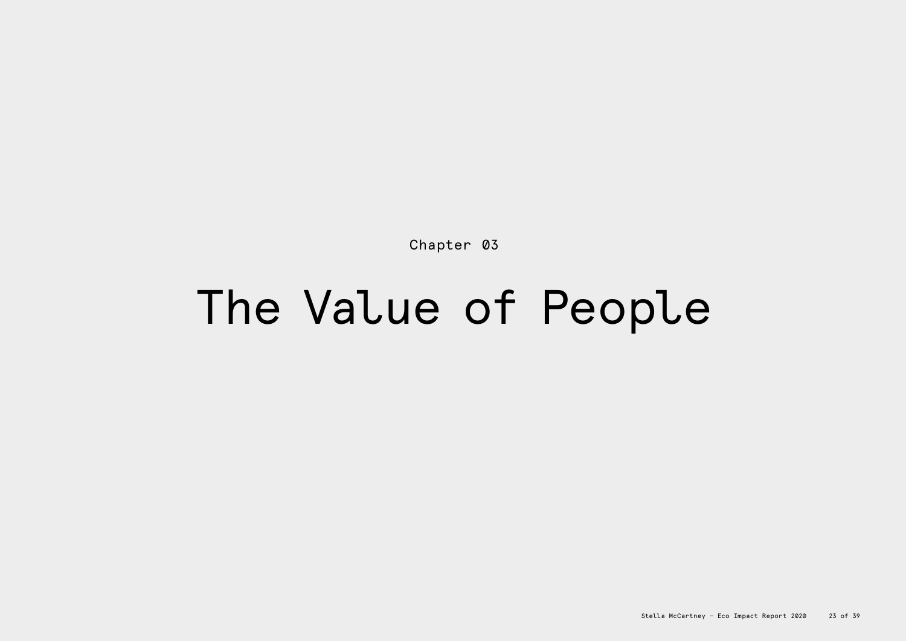Chapter 03

# The Value of People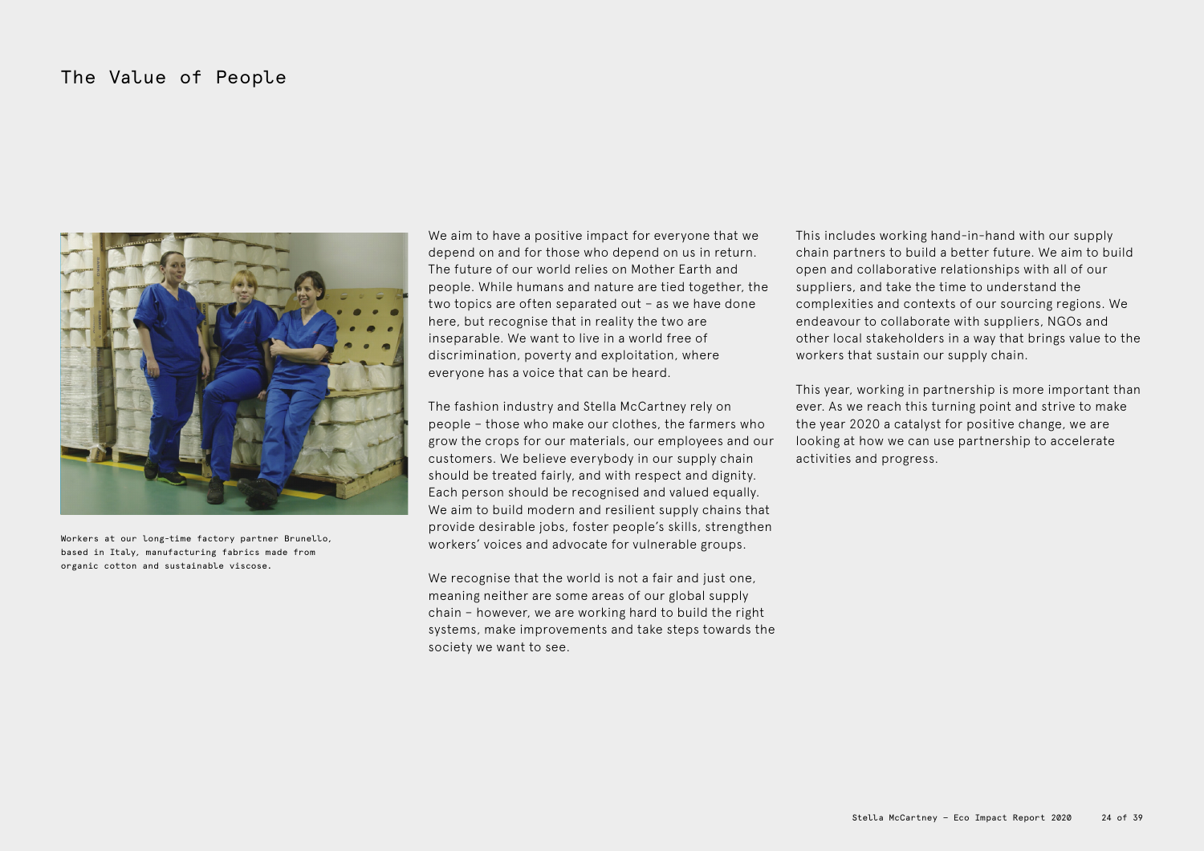# The Value of People

Workers at our long-time factory partner Brunello, based in Italy, manufacturing fabrics made from organic cotton and sustainable viscose.

We aim to have a positive impact for everyone that we depend on and for those who depend on us in return. The future of our world relies on Mother Earth and people. While humans and nature are tied together, the two topics are often separated out – as we have done here, but recognise that in reality the two are inseparable. We want to live in a world free of discrimination, poverty and exploitation, where everyone has a voice that can be heard.

The fashion industry and Stella McCartney rely on people – those who make our clothes, the farmers who grow the crops for our materials, our employees and our customers. We believe everybody in our supply chain should be treated fairly, and with respect and dignity. Each person should be recognised and valued equally. We aim to build modern and resilient supply chains that provide desirable jobs, foster people's skills, strengthen workers' voices and advocate for vulnerable groups.

We recognise that the world is not a fair and just one, meaning neither are some areas of our global supply chain – however, we are working hard to build the right systems, make improvements and take steps towards the society we want to see.

This includes working hand-in-hand with our supply chain partners to build a better future. We aim to build open and collaborative relationships with all of our suppliers, and take the time to understand the complexities and contexts of our sourcing regions. We endeavour to collaborate with suppliers, NGOs and other local stakeholders in a way that brings value to the workers that sustain our supply chain.

This year, working in partnership is more important than ever. As we reach this turning point and strive to make the year 2020 a catalyst for positive change, we are looking at how we can use partnership to accelerate activities and progress.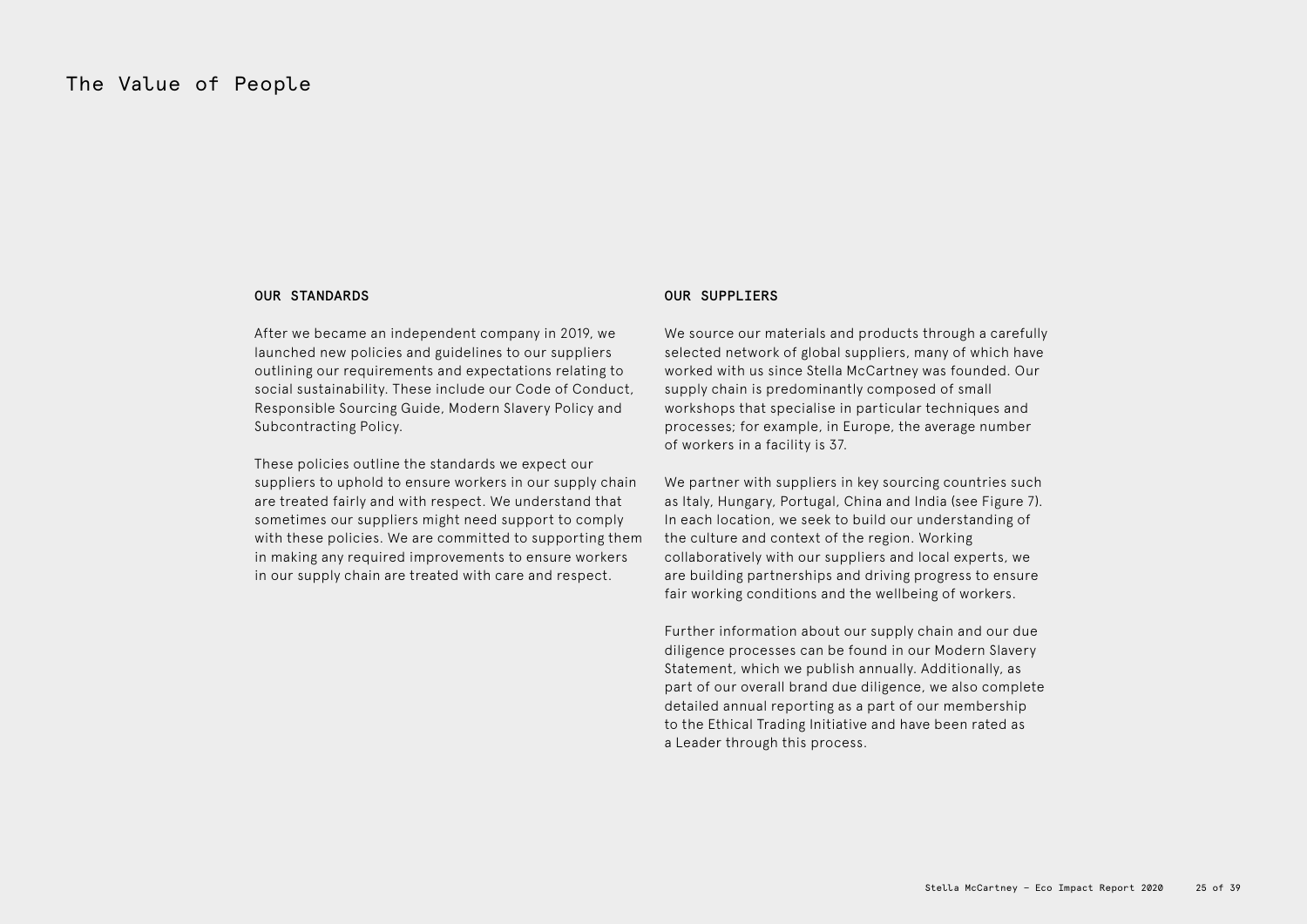# The Value of People

## OUR STANDARDS

After we became an independent company in 2019, we launched new policies and guidelines to our suppliers outlining our requirements and expectations relating to social sustainability. These include our Code of Conduct, Responsible Sourcing Guide, Modern Slavery Policy and Subcontracting Policy.

These policies outline the standards we expect our suppliers to uphold to ensure workers in our supply chain are treated fairly and with respect. We understand that sometimes our suppliers might need support to comply with these policies. We are committed to supporting them in making any required improvements to ensure workers in our supply chain are treated with care and respect.

## OUR SUPPLIERS

We source our materials and products through a carefully selected network of global suppliers, many of which have worked with us since Stella McCartney was founded. Our supply chain is predominantly composed of small workshops that specialise in particular techniques and processes; for example, in Europe, the average number of workers in a facility is 37.

We partner with suppliers in key sourcing countries such as Italy, Hungary, Portugal, China and India (see Figure 7). In each location, we seek to build our understanding of the culture and context of the region. Working collaboratively with our suppliers and local experts, we are building partnerships and driving progress to ensure fair working conditions and the wellbeing of workers.

Further information about our supply chain and our due diligence processes can be found in our Modern Slavery Statement, which we publish annually. Additionally, as part of our overall brand due diligence, we also complete detailed annual reporting as a part of our membership to the Ethical Trading Initiative and have been rated as a Leader through this process.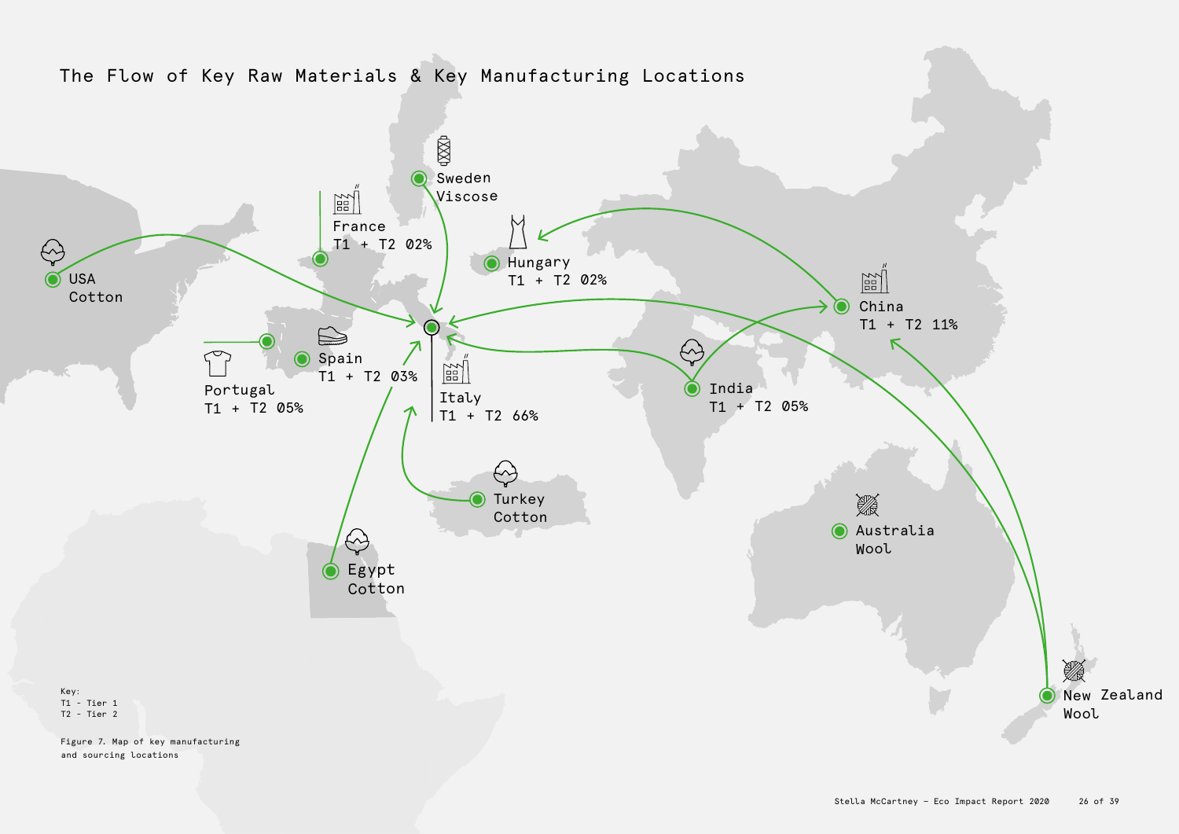# The Flow of Key Raw Materials & Key Manufacturing Locations

Sweden
Viscose

France
T1 + T2 02%

Hungary
T1 + T2 02%

USA
Cotton

China
T1 + T2 11%

Portugal
T1 + T2 05%

Spain
T1 + T2 03%

Italy
T1 + T2 66%

India
T1 + T2 05%

Turkey
Cotton

Australia
Wool

Egypt
Cotton

New Zealand
Wool

Key:
T1 - Tier 1
T2 - Tier 2

Figure 7. Map of key manufacturing and sourcing locations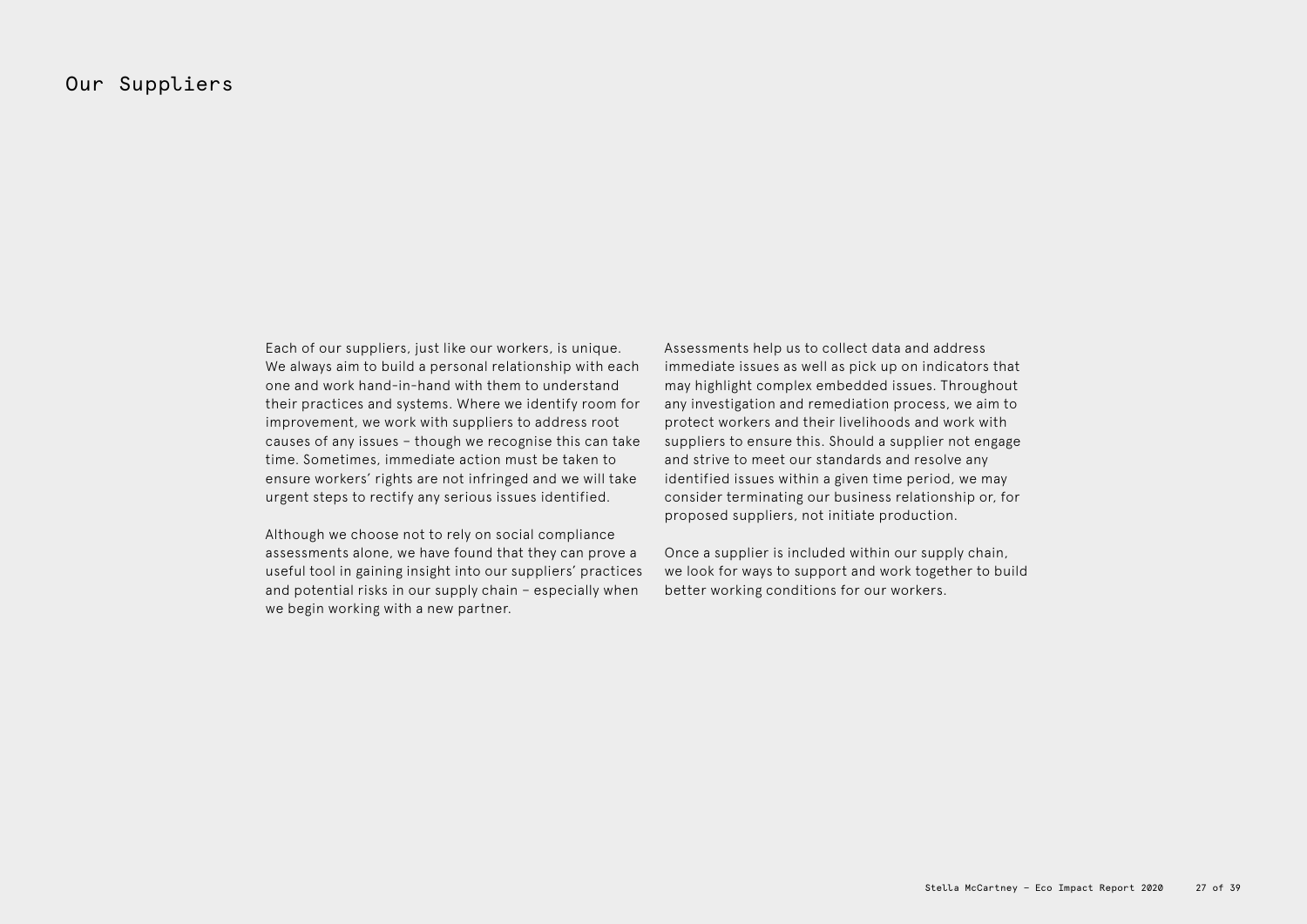# Our Suppliers

Each of our suppliers, just like our workers, is unique. We always aim to build a personal relationship with each one and work hand-in-hand with them to understand their practices and systems. Where we identify room for improvement, we work with suppliers to address root causes of any issues – though we recognise this can take time. Sometimes, immediate action must be taken to ensure workers' rights are not infringed and we will take urgent steps to rectify any serious issues identified.

Although we choose not to rely on social compliance assessments alone, we have found that they can prove a useful tool in gaining insight into our suppliers' practices and potential risks in our supply chain – especially when we begin working with a new partner.

Assessments help us to collect data and address immediate issues as well as pick up on indicators that may highlight complex embedded issues. Throughout any investigation and remediation process, we aim to protect workers and their livelihoods and work with suppliers to ensure this. Should a supplier not engage and strive to meet our standards and resolve any identified issues within a given time period, we may consider terminating our business relationship or, for proposed suppliers, not initiate production.

Once a supplier is included within our supply chain, we look for ways to support and work together to build better working conditions for our workers.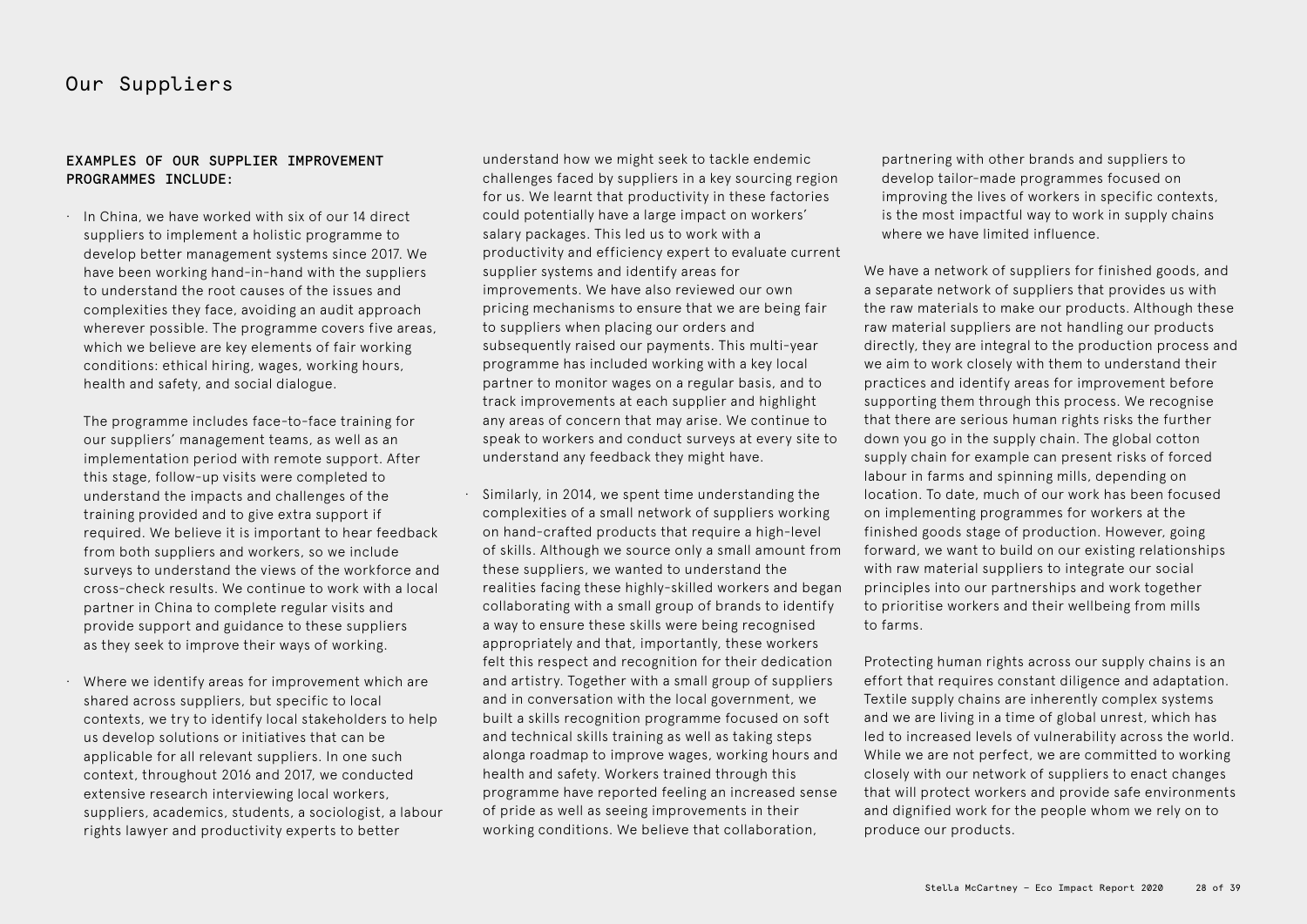# Our Suppliers

**EXAMPLES OF OUR SUPPLIER IMPROVEMENT PROGRAMMES INCLUDE:**

- In China, we have worked with six of our 14 direct suppliers to implement a holistic programme to develop better management systems since 2017. We have been working hand-in-hand with the suppliers to understand the root causes of the issues and complexities they face, avoiding an audit approach wherever possible. The programme covers five areas, which we believe are key elements of fair working conditions: ethical hiring, wages, working hours, health and safety, and social dialogue.

  The programme includes face-to-face training for our suppliers' management teams, as well as an implementation period with remote support. After this stage, follow-up visits were completed to understand the impacts and challenges of the training provided and to give extra support if required. We believe it is important to hear feedback from both suppliers and workers, so we include surveys to understand the views of the workforce and cross-check results. We continue to work with a local partner in China to complete regular visits and provide support and guidance to these suppliers as they seek to improve their ways of working.

- Where we identify areas for improvement which are shared across suppliers, but specific to local contexts, we try to identify local stakeholders to help us develop solutions or initiatives that can be applicable for all relevant suppliers. In one such context, throughout 2016 and 2017, we conducted extensive research interviewing local workers, suppliers, academics, students, a sociologist, a labour rights lawyer and productivity experts to better understand how we might seek to tackle endemic challenges faced by suppliers in a key sourcing region for us. We learnt that productivity in these factories could potentially have a large impact on workers' salary packages. This led us to work with a productivity and efficiency expert to evaluate current supplier systems and identify areas for improvements. We have also reviewed our own pricing mechanisms to ensure that we are being fair to suppliers when placing our orders and subsequently raised our payments. This multi-year programme has included working with a key local partner to monitor wages on a regular basis, and to track improvements at each supplier and highlight any areas of concern that may arise. We continue to speak to workers and conduct surveys at every site to understand any feedback they might have.

- Similarly, in 2014, we spent time understanding the complexities of a small network of suppliers working on hand-crafted products that require a high-level of skills. Although we source only a small amount from these suppliers, we wanted to understand the realities facing these highly-skilled workers and began collaborating with a small group of brands to identify a way to ensure these skills were being recognised appropriately and that, importantly, these workers felt this respect and recognition for their dedication and artistry. Together with a small group of suppliers and in conversation with the local government, we built a skills recognition programme focused on soft and technical skills training as well as taking steps alonga roadmap to improve wages, working hours and health and safety. Workers trained through this programme have reported feeling an increased sense of pride as well as seeing improvements in their working conditions. We believe that collaboration, partnering with other brands and suppliers to develop tailor-made programmes focused on improving the lives of workers in specific contexts, is the most impactful way to work in supply chains where we have limited influence.

We have a network of suppliers for finished goods, and a separate network of suppliers that provides us with the raw materials to make our products. Although these raw material suppliers are not handling our products directly, they are integral to the production process and we aim to work closely with them to understand their practices and identify areas for improvement before supporting them through this process. We recognise that there are serious human rights risks the further down you go in the supply chain. The global cotton supply chain for example can present risks of forced labour in farms and spinning mills, depending on location. To date, much of our work has been focused on implementing programmes for workers at the finished goods stage of production. However, going forward, we want to build on our existing relationships with raw material suppliers to integrate our social principles into our partnerships and work together to prioritise workers and their wellbeing from mills to farms.

Protecting human rights across our supply chains is an effort that requires constant diligence and adaptation. Textile supply chains are inherently complex systems and we are living in a time of global unrest, which has led to increased levels of vulnerability across the world. While we are not perfect, we are committed to working closely with our network of suppliers to enact changes that will protect workers and provide safe environments and dignified work for the people whom we rely on to produce our products.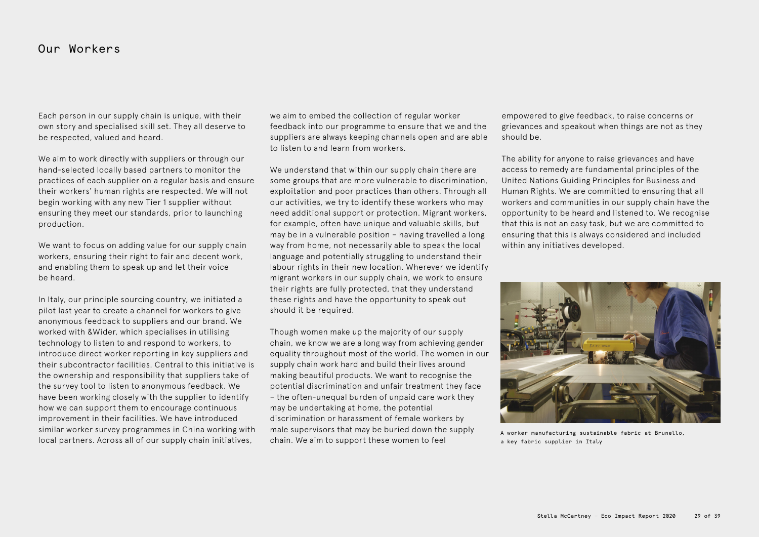# Our Workers

Each person in our supply chain is unique, with their own story and specialised skill set. They all deserve to be respected, valued and heard.

We aim to work directly with suppliers or through our hand-selected locally based partners to monitor the practices of each supplier on a regular basis and ensure their workers' human rights are respected. We will not begin working with any new Tier 1 supplier without ensuring they meet our standards, prior to launching production.

We want to focus on adding value for our supply chain workers, ensuring their right to fair and decent work, and enabling them to speak up and let their voice be heard.

In Italy, our principle sourcing country, we initiated a pilot last year to create a channel for workers to give anonymous feedback to suppliers and our brand. We worked with &Wider, which specialises in utilising technology to listen to and respond to workers, to introduce direct worker reporting in key suppliers and their subcontractor facilities. Central to this initiative is the ownership and responsibility that suppliers take of the survey tool to listen to anonymous feedback. We have been working closely with the supplier to identify how we can support them to encourage continuous improvement in their facilities. We have introduced similar worker survey programmes in China working with local partners. Across all of our supply chain initiatives, we aim to embed the collection of regular worker feedback into our programme to ensure that we and the suppliers are always keeping channels open and are able to listen to and learn from workers.

We understand that within our supply chain there are some groups that are more vulnerable to discrimination, exploitation and poor practices than others. Through all our activities, we try to identify these workers who may need additional support or protection. Migrant workers, for example, often have unique and valuable skills, but may be in a vulnerable position – having travelled a long way from home, not necessarily able to speak the local language and potentially struggling to understand their labour rights in their new location. Wherever we identify migrant workers in our supply chain, we work to ensure their rights are fully protected, that they understand these rights and have the opportunity to speak out should it be required.

Though women make up the majority of our supply chain, we know we are a long way from achieving gender equality throughout most of the world. The women in our supply chain work hard and build their lives around making beautiful products. We want to recognise the potential discrimination and unfair treatment they face – the often-unequal burden of unpaid care work they may be undertaking at home, the potential discrimination or harassment of female workers by male supervisors that may be buried down the supply chain. We aim to support these women to feel empowered to give feedback, to raise concerns or grievances and speakout when things are not as they should be.

The ability for anyone to raise grievances and have access to remedy are fundamental principles of the United Nations Guiding Principles for Business and Human Rights. We are committed to ensuring that all workers and communities in our supply chain have the opportunity to be heard and listened to. We recognise that this is not an easy task, but we are committed to ensuring that this is always considered and included within any initiatives developed.

A worker manufacturing sustainable fabric at Brunello, a key fabric supplier in Italy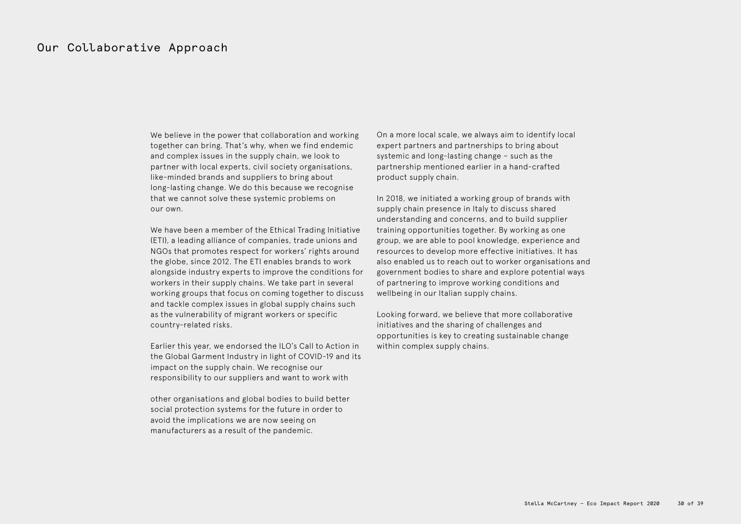# Our Collaborative Approach

We believe in the power that collaboration and working together can bring. That's why, when we find endemic and complex issues in the supply chain, we look to partner with local experts, civil society organisations, like-minded brands and suppliers to bring about long-lasting change. We do this because we recognise that we cannot solve these systemic problems on our own.

We have been a member of the Ethical Trading Initiative (ETI), a leading alliance of companies, trade unions and NGOs that promotes respect for workers' rights around the globe, since 2012. The ETI enables brands to work alongside industry experts to improve the conditions for workers in their supply chains. We take part in several working groups that focus on coming together to discuss and tackle complex issues in global supply chains such as the vulnerability of migrant workers or specific country-related risks.

Earlier this year, we endorsed the ILO's Call to Action in the Global Garment Industry in light of COVID-19 and its impact on the supply chain. We recognise our responsibility to our suppliers and want to work with other organisations and global bodies to build better social protection systems for the future in order to avoid the implications we are now seeing on manufacturers as a result of the pandemic.

On a more local scale, we always aim to identify local expert partners and partnerships to bring about systemic and long-lasting change – such as the partnership mentioned earlier in a hand-crafted product supply chain.

In 2018, we initiated a working group of brands with supply chain presence in Italy to discuss shared understanding and concerns, and to build supplier training opportunities together. By working as one group, we are able to pool knowledge, experience and resources to develop more effective initiatives. It has also enabled us to reach out to worker organisations and government bodies to share and explore potential ways of partnering to improve working conditions and wellbeing in our Italian supply chains.

Looking forward, we believe that more collaborative initiatives and the sharing of challenges and opportunities is key to creating sustainable change within complex supply chains.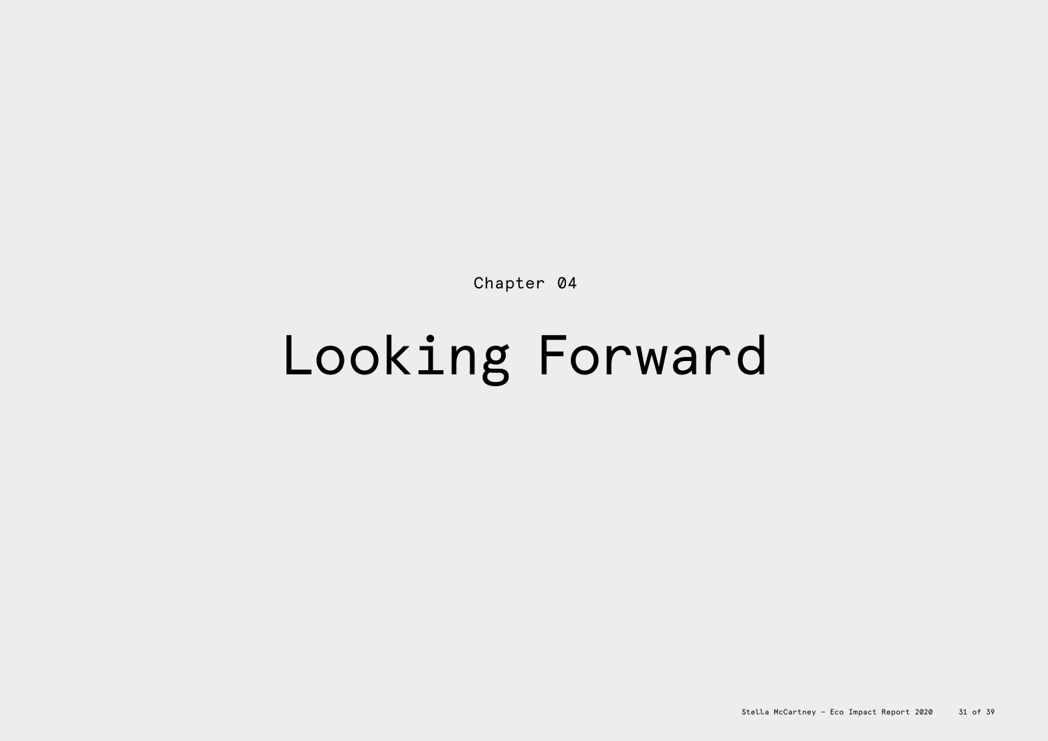Chapter 04

# Looking Forward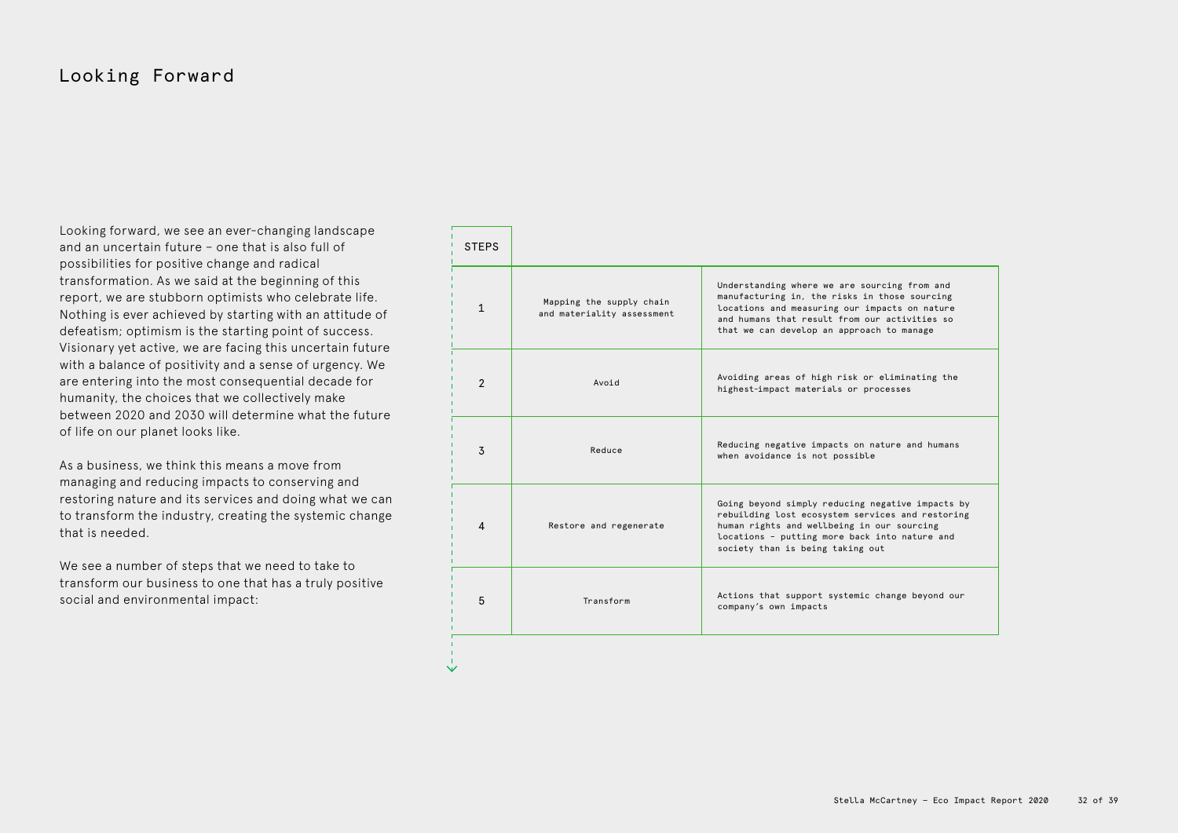# Looking Forward

Looking forward, we see an ever-changing landscape and an uncertain future – one that is also full of possibilities for positive change and radical transformation. As we said at the beginning of this report, we are stubborn optimists who celebrate life. Nothing is ever achieved by starting with an attitude of defeatism; optimism is the starting point of success. Visionary yet active, we are facing this uncertain future with a balance of positivity and a sense of urgency. We are entering into the most consequential decade for humanity, the choices that we collectively make between 2020 and 2030 will determine what the future of life on our planet looks like.

As a business, we think this means a move from managing and reducing impacts to conserving and restoring nature and its services and doing what we can to transform the industry, creating the systemic change that is needed.

We see a number of steps that we need to take to transform our business to one that has a truly positive social and environmental impact:

| STEPS | | |
|---|---|---|
| 1 | Mapping the supply chain and materiality assessment | Understanding where we are sourcing from and manufacturing in, the risks in those sourcing locations and measuring our impacts on nature and humans that result from our activities so that we can develop an approach to manage |
| 2 | Avoid | Avoiding areas of high risk or eliminating the highest-impact materials or processes |
| 3 | Reduce | Reducing negative impacts on nature and humans when avoidance is not possible |
| 4 | Restore and regenerate | Going beyond simply reducing negative impacts by rebuilding lost ecosystem services and restoring human rights and wellbeing in our sourcing locations – putting more back into nature and society than is being taking out |
| 5 | Transform | Actions that support systemic change beyond our company's own impacts |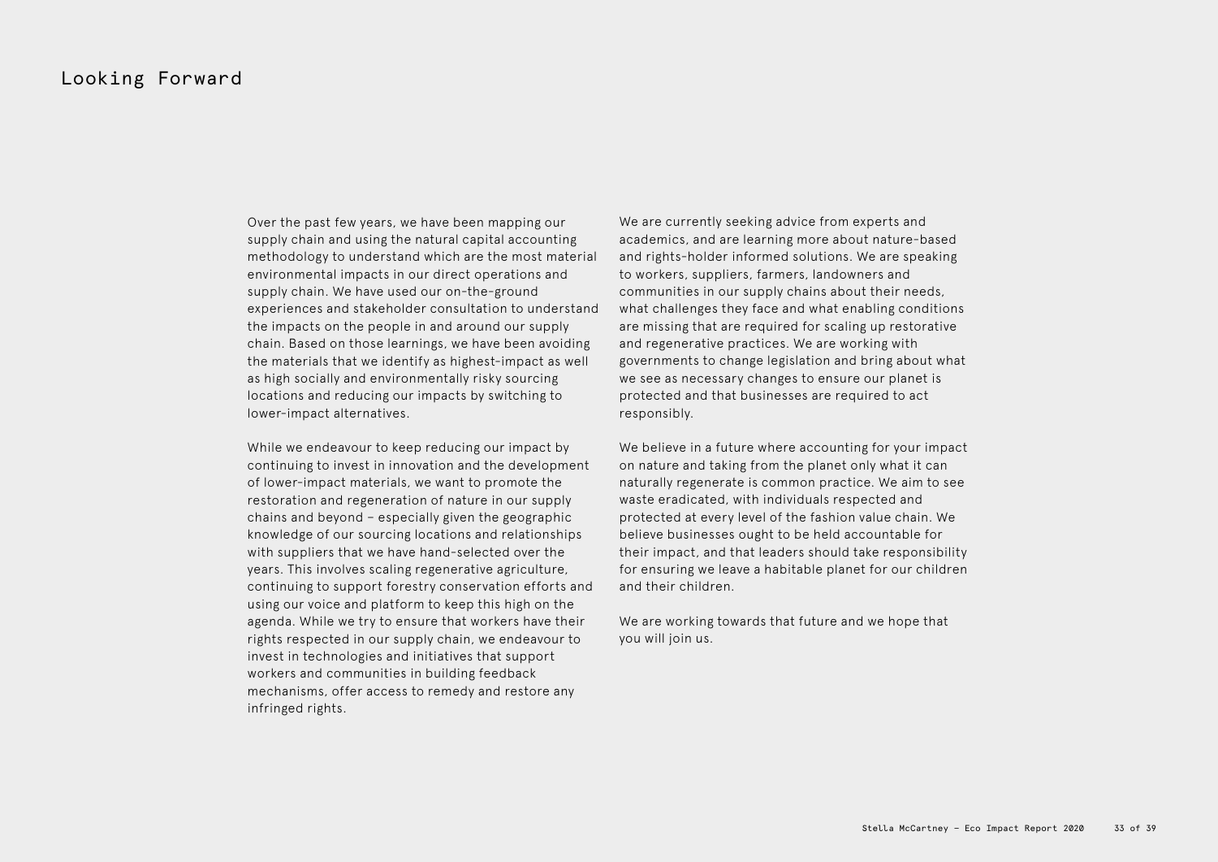# Looking Forward

Over the past few years, we have been mapping our supply chain and using the natural capital accounting methodology to understand which are the most material environmental impacts in our direct operations and supply chain. We have used our on-the-ground experiences and stakeholder consultation to understand the impacts on the people in and around our supply chain. Based on those learnings, we have been avoiding the materials that we identify as highest-impact as well as high socially and environmentally risky sourcing locations and reducing our impacts by switching to lower-impact alternatives.

While we endeavour to keep reducing our impact by continuing to invest in innovation and the development of lower-impact materials, we want to promote the restoration and regeneration of nature in our supply chains and beyond – especially given the geographic knowledge of our sourcing locations and relationships with suppliers that we have hand-selected over the years. This involves scaling regenerative agriculture, continuing to support forestry conservation efforts and using our voice and platform to keep this high on the agenda. While we try to ensure that workers have their rights respected in our supply chain, we endeavour to invest in technologies and initiatives that support workers and communities in building feedback mechanisms, offer access to remedy and restore any infringed rights.

We are currently seeking advice from experts and academics, and are learning more about nature-based and rights-holder informed solutions. We are speaking to workers, suppliers, farmers, landowners and communities in our supply chains about their needs, what challenges they face and what enabling conditions are missing that are required for scaling up restorative and regenerative practices. We are working with governments to change legislation and bring about what we see as necessary changes to ensure our planet is protected and that businesses are required to act responsibly.

We believe in a future where accounting for your impact on nature and taking from the planet only what it can naturally regenerate is common practice. We aim to see waste eradicated, with individuals respected and protected at every level of the fashion value chain. We believe businesses ought to be held accountable for their impact, and that leaders should take responsibility for ensuring we leave a habitable planet for our children and their children.

We are working towards that future and we hope that you will join us.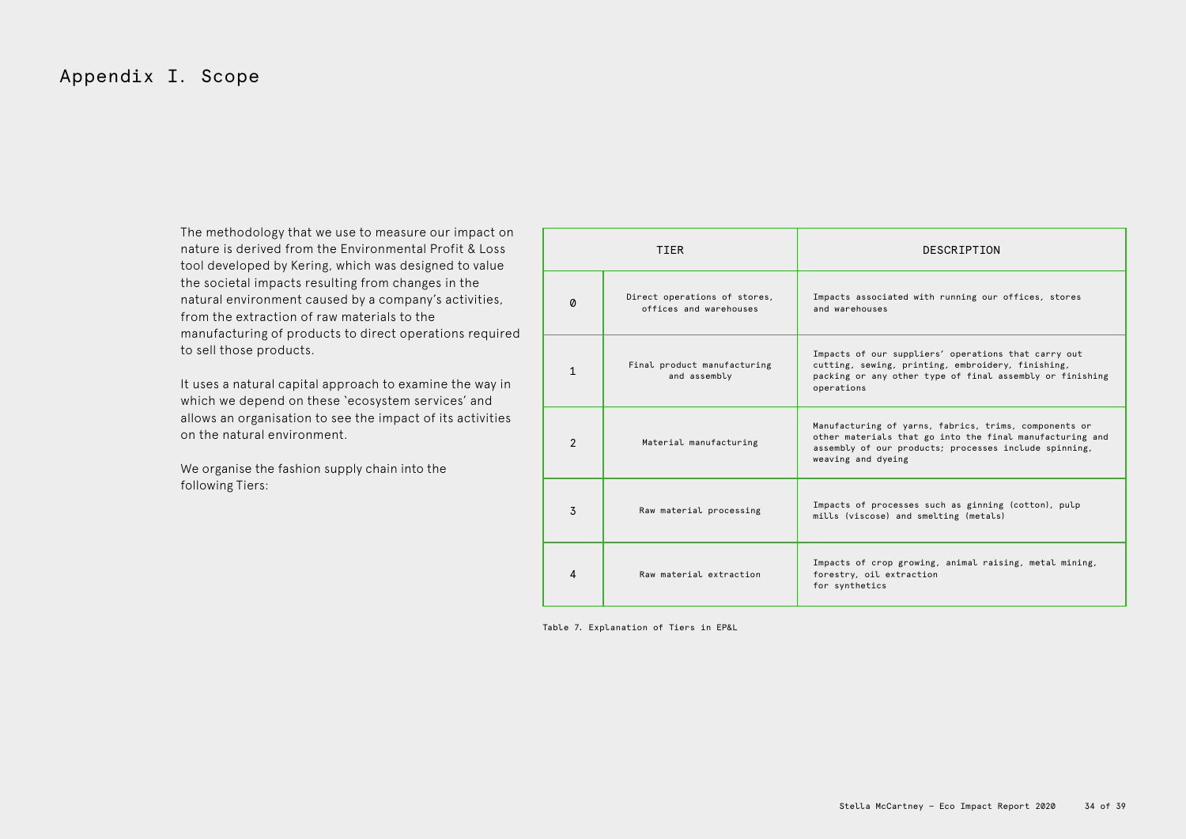# Appendix I. Scope

The methodology that we use to measure our impact on nature is derived from the Environmental Profit & Loss tool developed by Kering, which was designed to value the societal impacts resulting from changes in the natural environment caused by a company's activities, from the extraction of raw materials to the manufacturing of products to direct operations required to sell those products.

It uses a natural capital approach to examine the way in which we depend on these 'ecosystem services' and allows an organisation to see the impact of its activities on the natural environment.

We organise the fashion supply chain into the following Tiers:

| TIER | | DESCRIPTION |
|---|---|---|
| 0 | Direct operations of stores, offices and warehouses | Impacts associated with running our offices, stores and warehouses |
| 1 | Final product manufacturing and assembly | Impacts of our suppliers' operations that carry out cutting, sewing, printing, embroidery, finishing, packing or any other type of final assembly or finishing operations |
| 2 | Material manufacturing | Manufacturing of yarns, fabrics, trims, components or other materials that go into the final manufacturing and assembly of our products; processes include spinning, weaving and dyeing |
| 3 | Raw material processing | Impacts of processes such as ginning (cotton), pulp mills (viscose) and smelting (metals) |
| 4 | Raw material extraction | Impacts of crop growing, animal raising, metal mining, forestry, oil extraction for synthetics |

Table 7. Explanation of Tiers in EP&L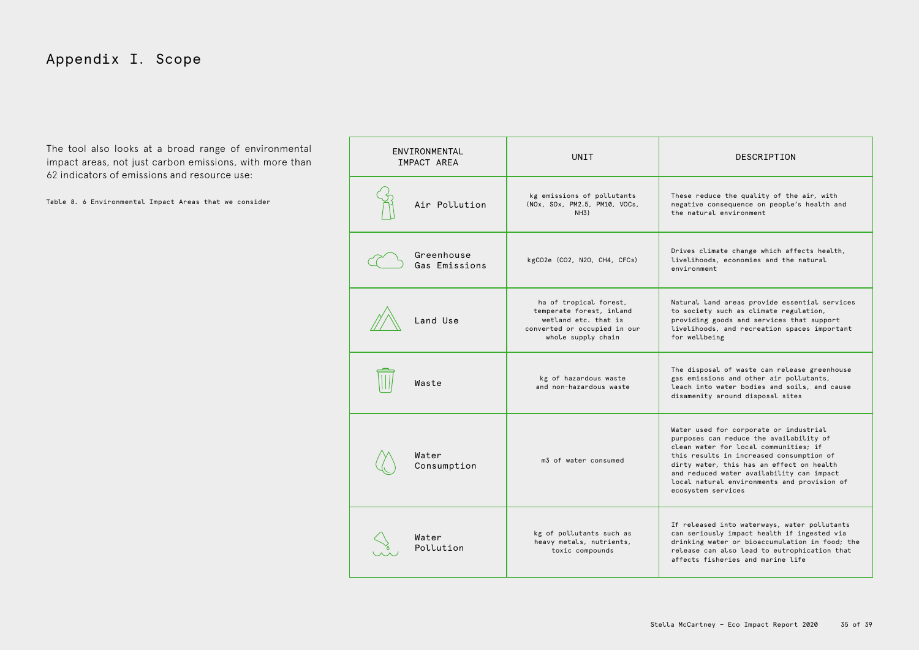# Appendix I. Scope

The tool also looks at a broad range of environmental impact areas, not just carbon emissions, with more than 62 indicators of emissions and resource use:

Table 8. 6 Environmental Impact Areas that we consider

| ENVIRONMENTAL IMPACT AREA | UNIT | DESCRIPTION |
|---|---|---|
| Air Pollution | kg emissions of pollutants ($NO_x$, $SO_x$, PM2.5, PM10, VOCs, $NH_3$) | These reduce the quality of the air, with negative consequence on people's health and the natural environment |
| Greenhouse Gas Emissions | $kgCO_2e$ ($CO_2$, $N_2O$, $CH_4$, CFCs) | Drives climate change which affects health, livelihoods, economies and the natural environment |
| Land Use | ha of tropical forest, temperate forest, inland wetland etc. that is converted or occupied in our whole supply chain | Natural land areas provide essential services to society such as climate regulation, providing goods and services that support livelihoods, and recreation spaces important for wellbeing |
| Waste | kg of hazardous waste and non-hazardous waste | The disposal of waste can release greenhouse gas emissions and other air pollutants, leach into water bodies and soils, and cause disamenity around disposal sites |
| Water Consumption | $m^3$ of water consumed | Water used for corporate or industrial purposes can reduce the availability of clean water for local communities; if this results in increased consumption of dirty water, this has an effect on health and reduced water availability can impact local natural environments and provision of ecosystem services |
| Water Pollution | kg of pollutants such as heavy metals, nutrients, toxic compounds | If released into waterways, water pollutants can seriously impact health if ingested via drinking water or bioaccumulation in food; the release can also lead to eutrophication that affects fisheries and marine life |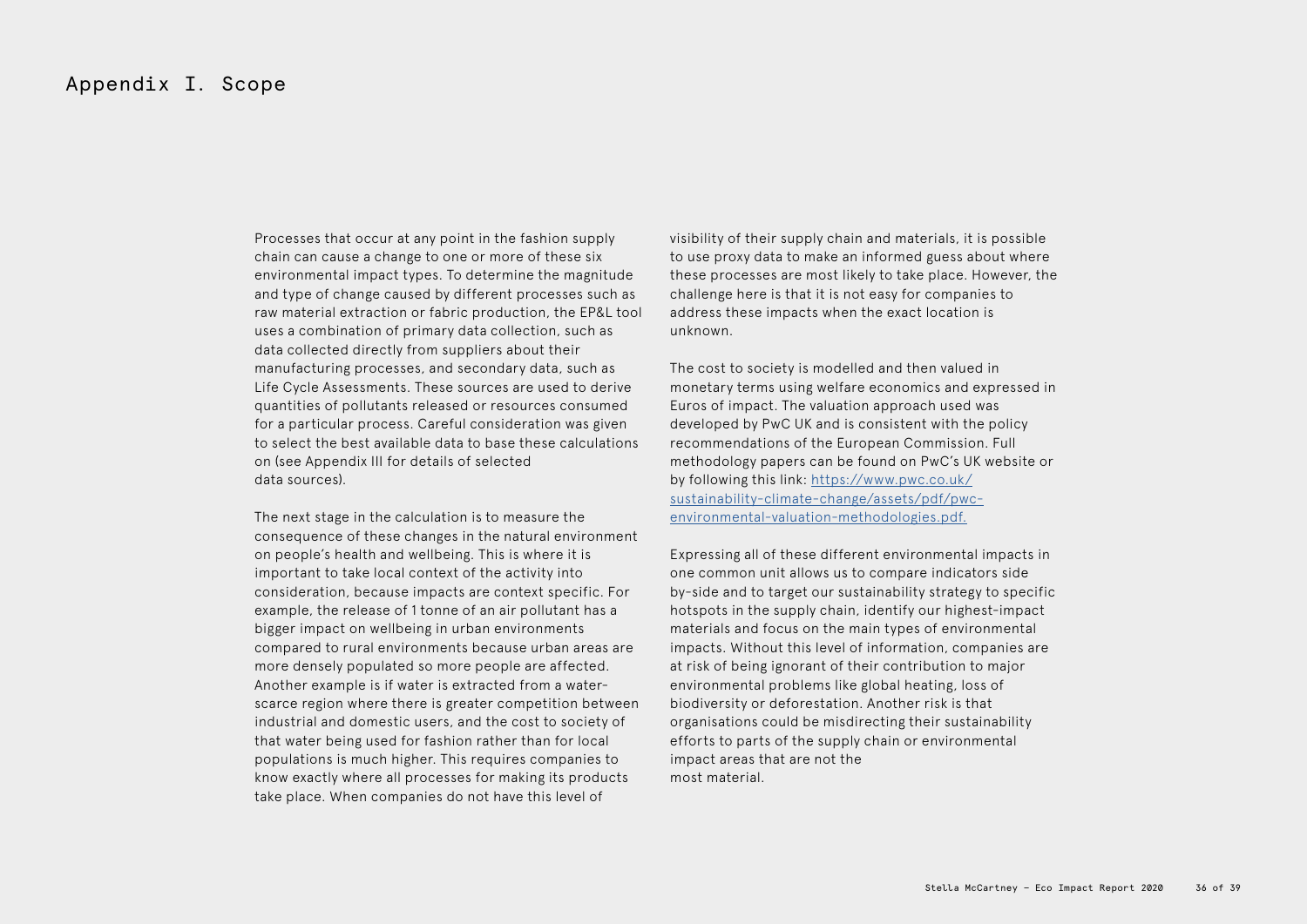# Appendix I. Scope

Processes that occur at any point in the fashion supply chain can cause a change to one or more of these six environmental impact types. To determine the magnitude and type of change caused by different processes such as raw material extraction or fabric production, the EP&L tool uses a combination of primary data collection, such as data collected directly from suppliers about their manufacturing processes, and secondary data, such as Life Cycle Assessments. These sources are used to derive quantities of pollutants released or resources consumed for a particular process. Careful consideration was given to select the best available data to base these calculations on (see Appendix III for details of selected data sources).

The next stage in the calculation is to measure the consequence of these changes in the natural environment on people's health and wellbeing. This is where it is important to take local context of the activity into consideration, because impacts are context specific. For example, the release of 1 tonne of an air pollutant has a bigger impact on wellbeing in urban environments compared to rural environments because urban areas are more densely populated so more people are affected. Another example is if water is extracted from a water-scarce region where there is greater competition between industrial and domestic users, and the cost to society of that water being used for fashion rather than for local populations is much higher. This requires companies to know exactly where all processes for making its products take place. When companies do not have this level of visibility of their supply chain and materials, it is possible to use proxy data to make an informed guess about where these processes are most likely to take place. However, the challenge here is that it is not easy for companies to address these impacts when the exact location is unknown.

The cost to society is modelled and then valued in monetary terms using welfare economics and expressed in Euros of impact. The valuation approach used was developed by PwC UK and is consistent with the policy recommendations of the European Commission. Full methodology papers can be found on PwC's UK website or by following this link: [https://www.pwc.co.uk/sustainability-climate-change/assets/pdf/pwc-environmental-valuation-methodologies.pdf.](https://www.pwc.co.uk/sustainability-climate-change/assets/pdf/pwc-environmental-valuation-methodologies.pdf)

Expressing all of these different environmental impacts in one common unit allows us to compare indicators side by-side and to target our sustainability strategy to specific hotspots in the supply chain, identify our highest-impact materials and focus on the main types of environmental impacts. Without this level of information, companies are at risk of being ignorant of their contribution to major environmental problems like global heating, loss of biodiversity or deforestation. Another risk is that organisations could be misdirecting their sustainability efforts to parts of the supply chain or environmental impact areas that are not the most material.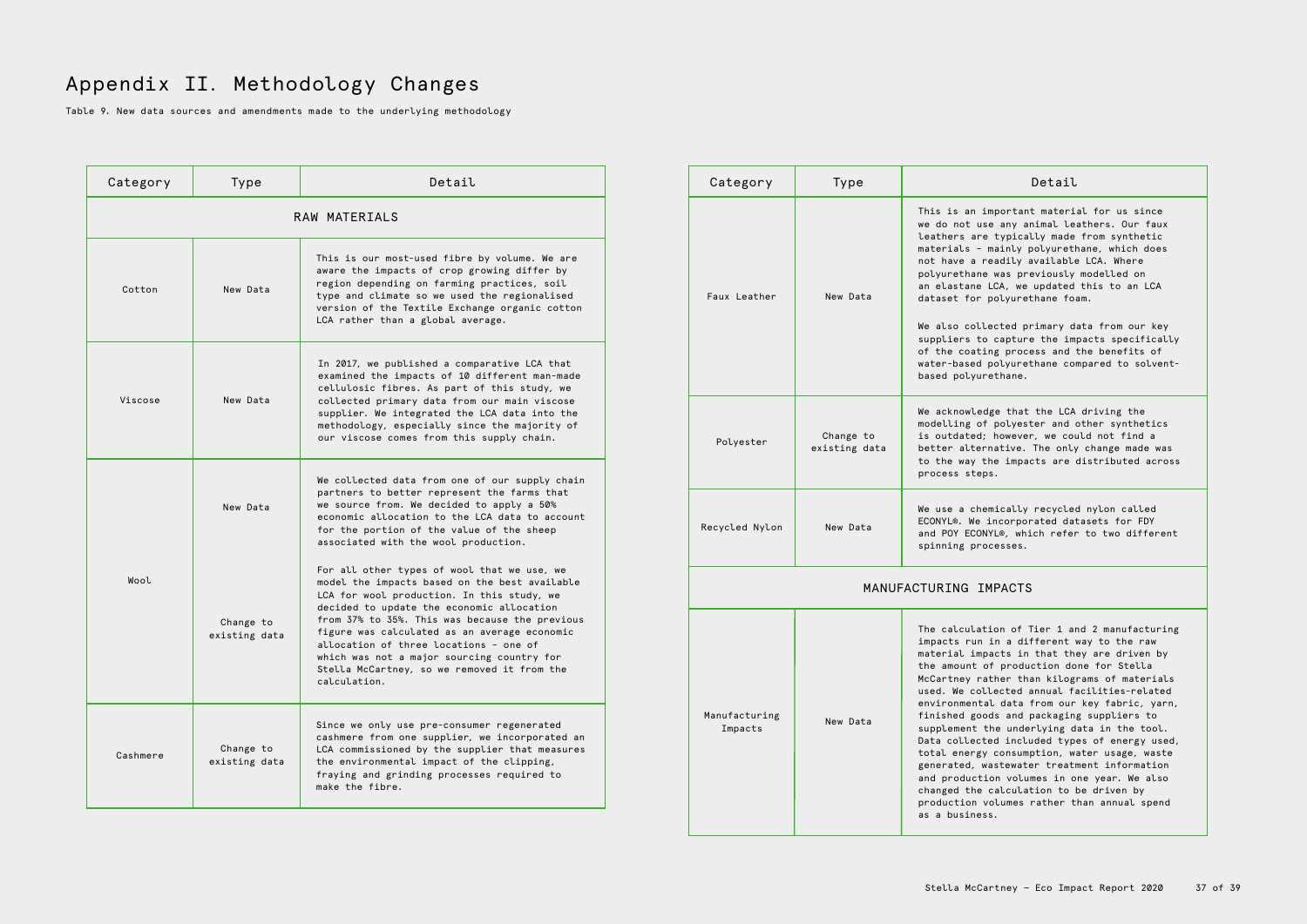# Appendix II. Methodology Changes

Table 9. New data sources and amendments made to the underlying methodology

| Category | Type | Detail |
|---|---|---|
| **RAW MATERIALS** | | |
| Cotton | New Data | This is our most-used fibre by volume. We are aware the impacts of crop growing differ by region depending on farming practices, soil type and climate so we used the regionalised version of the Textile Exchange organic cotton LCA rather than a global average. |
| Viscose | New Data | In 2017, we published a comparative LCA that examined the impacts of 10 different man-made cellulosic fibres. As part of this study, we collected primary data from our main viscose supplier. We integrated the LCA data into the methodology, especially since the majority of our viscose comes from this supply chain. |
| Wool | New Data | We collected data from one of our supply chain partners to better represent the farms that we source from. We decided to apply a 50% economic allocation to the LCA data to account for the portion of the value of the sheep associated with the wool production. |
| | Change to existing data | For all other types of wool that we use, we model the impacts based on the best available LCA for wool production. In this study, we decided to update the economic allocation from 37% to 35%. This was because the previous figure was calculated as an average economic allocation of three locations – one of which was not a major sourcing country for Stella McCartney, so we removed it from the calculation. |
| Cashmere | Change to existing data | Since we only use pre-consumer regenerated cashmere from one supplier, we incorporated an LCA commissioned by the supplier that measures the environmental impact of the clipping, fraying and grinding processes required to make the fibre. |
| Faux Leather | New Data | This is an important material for us since we do not use any animal leathers. Our faux leathers are typically made from synthetic materials – mainly polyurethane, which does not have a readily available LCA. Where polyurethane was previously modelled on an elastane LCA, we updated this to an LCA dataset for polyurethane foam.<br><br>We also collected primary data from our key suppliers to capture the impacts specifically of the coating process and the benefits of water-based polyurethane compared to solvent-based polyurethane. |
| Polyester | Change to existing data | We acknowledge that the LCA driving the modelling of polyester and other synthetics is outdated; however, we could not find a better alternative. The only change made was to the way the impacts are distributed across process steps. |
| Recycled Nylon | New Data | We use a chemically recycled nylon called ECONYL®. We incorporated datasets for FDY and POY ECONYL®, which refer to two different spinning processes. |
| **MANUFACTURING IMPACTS** | | |
| Manufacturing Impacts | New Data | The calculation of Tier 1 and 2 manufacturing impacts run in a different way to the raw material impacts in that they are driven by the amount of production done for Stella McCartney rather than kilograms of materials used. We collected annual facilities-related environmental data from our key fabric, yarn, finished goods and packaging suppliers to supplement the underlying data in the tool. Data collected included types of energy used, total energy consumption, water usage, waste generated, wastewater treatment information and production volumes in one year. We also changed the calculation to be driven by production volumes rather than annual spend as a business. |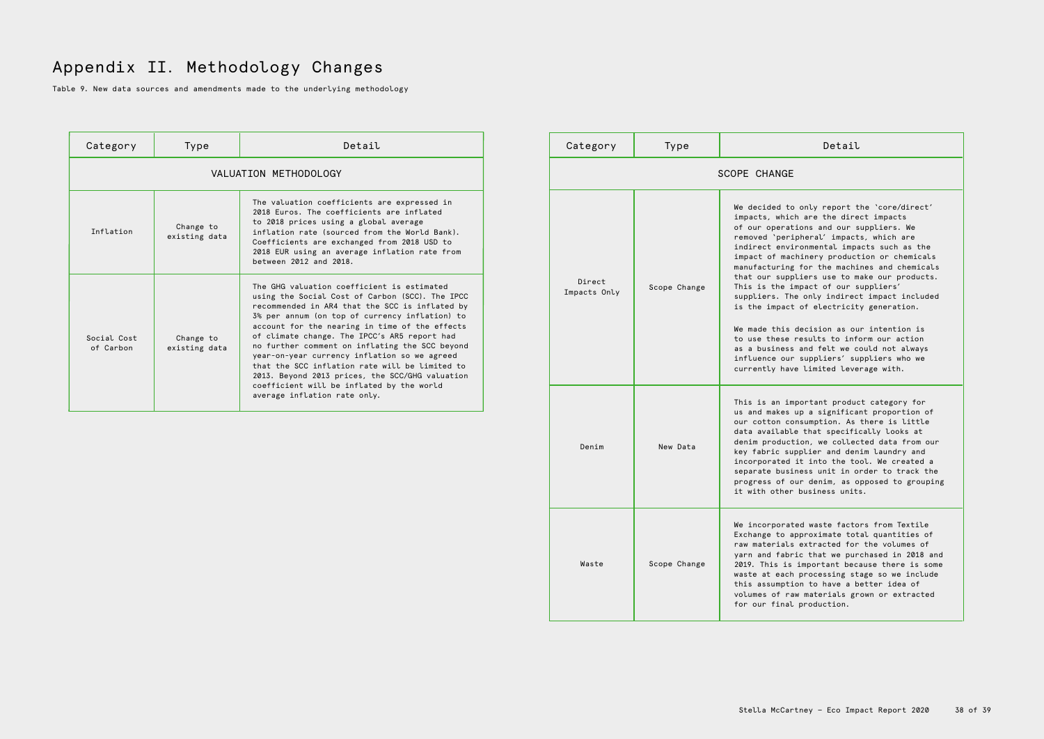# Appendix II. Methodology Changes

Table 9. New data sources and amendments made to the underlying methodology

| Category | Type | Detail |
|---|---|---|
| VALUATION METHODOLOGY | | |
| Inflation | Change to existing data | The valuation coefficients are expressed in 2018 Euros. The coefficients are inflated to 2018 prices using a global average inflation rate (sourced from the World Bank). Coefficients are exchanged from 2018 USD to 2018 EUR using an average inflation rate from between 2012 and 2018. |
| Social Cost of Carbon | Change to existing data | The GHG valuation coefficient is estimated using the Social Cost of Carbon (SCC). The IPCC recommended in AR4 that the SCC is inflated by 3% per annum (on top of currency inflation) to account for the nearing in time of the effects of climate change. The IPCC's AR5 report had no further comment on inflating the SCC beyond year-on-year currency inflation so we agreed that the SCC inflation rate will be limited to 2013. Beyond 2013 prices, the SCC/GHG valuation coefficient will be inflated by the world average inflation rate only. |

| Category | Type | Detail |
|---|---|---|
| SCOPE CHANGE | | |
| Direct Impacts Only | Scope Change | We decided to only report the 'core/direct' impacts, which are the direct impacts of our operations and our suppliers. We removed 'peripheral' impacts, which are indirect environmental impacts such as the impact of machinery production or chemicals manufacturing for the machines and chemicals that our suppliers use to make our products. This is the impact of our suppliers' suppliers. The only indirect impact included is the impact of electricity generation.<br><br>We made this decision as our intention is to use these results to inform our action as a business and felt we could not always influence our suppliers' suppliers who we currently have limited leverage with. |
| Denim | New Data | This is an important product category for us and makes up a significant proportion of our cotton consumption. As there is little data available that specifically looks at denim production, we collected data from our key fabric supplier and denim laundry and incorporated it into the tool. We created a separate business unit in order to track the progress of our denim, as opposed to grouping it with other business units. |
| Waste | Scope Change | We incorporated waste factors from Textile Exchange to approximate total quantities of raw materials extracted for the volumes of yarn and fabric that we purchased in 2018 and 2019. This is important because there is some waste at each processing stage so we include this assumption to have a better idea of volumes of raw materials grown or extracted for our final production. |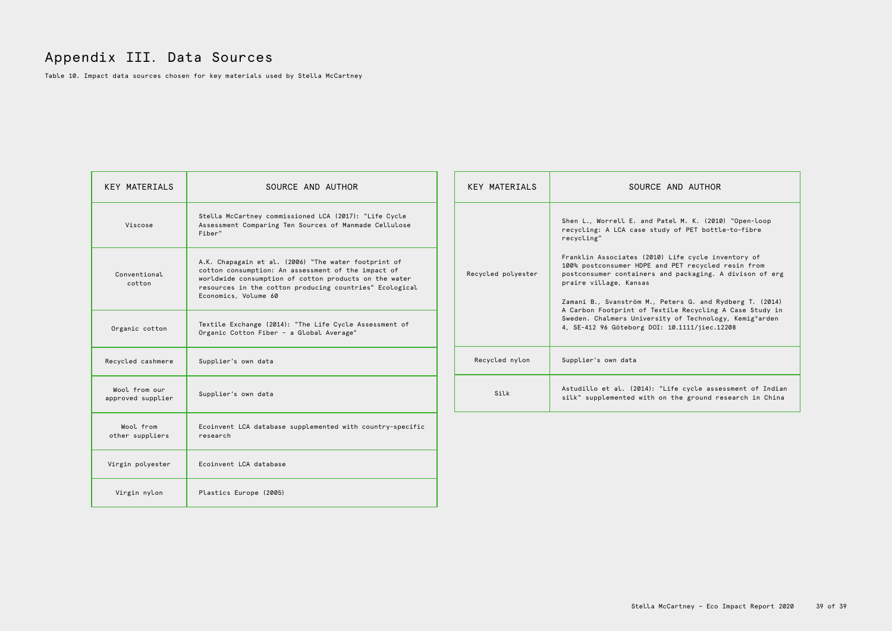# Appendix III. Data Sources

Table 10. Impact data sources chosen for key materials used by Stella McCartney

| KEY MATERIALS | SOURCE AND AUTHOR |
|---|---|
| Viscose | Stella McCartney commissioned LCA (2017): "Life Cycle Assessment Comparing Ten Sources of Manmade Cellulose Fiber" |
| Conventional cotton | A.K. Chapagain et al. (2006) "The water footprint of cotton consumption: An assessment of the impact of worldwide consumption of cotton products on the water resources in the cotton producing countries" Ecological Economics, Volume 60 |
| Organic cotton | Textile Exchange (2014): "The Life Cycle Assessment of Organic Cotton Fiber - a Global Average" |
| Recycled cashmere | Supplier's own data |
| Wool from our approved supplier | Supplier's own data |
| Wool from other suppliers | Ecoinvent LCA database supplemented with country-specific research |
| Virgin polyester | Ecoinvent LCA database |
| Virgin nylon | Plastics Europe (2005) |
| Recycled polyester | Shen L., Worrell E. and Patel M. K. (2010) "Open-loop recycling: A LCA case study of PET bottle-to-fibre recycling"<br><br>Franklin Associates (2010) Life cycle inventory of 100% postconsumer HDPE and PET recycled resin from postconsumer containers and packaging. A divison of erg praire village, Kansas<br><br>Zamani B., Svanström M., Peters G. and Rydberg T. (2014) A Carbon Footprint of Textile Recycling A Case Study in Sweden. Chalmers University of Technology, Kemig°arden 4, SE-412 96 Göteborg DOI: 10.1111/jiec.12208 |
| Recycled nylon | Supplier's own data |
| Silk | Astudillo et al. (2014): "Life cycle assessment of Indian silk" supplemented with on the ground research in China |